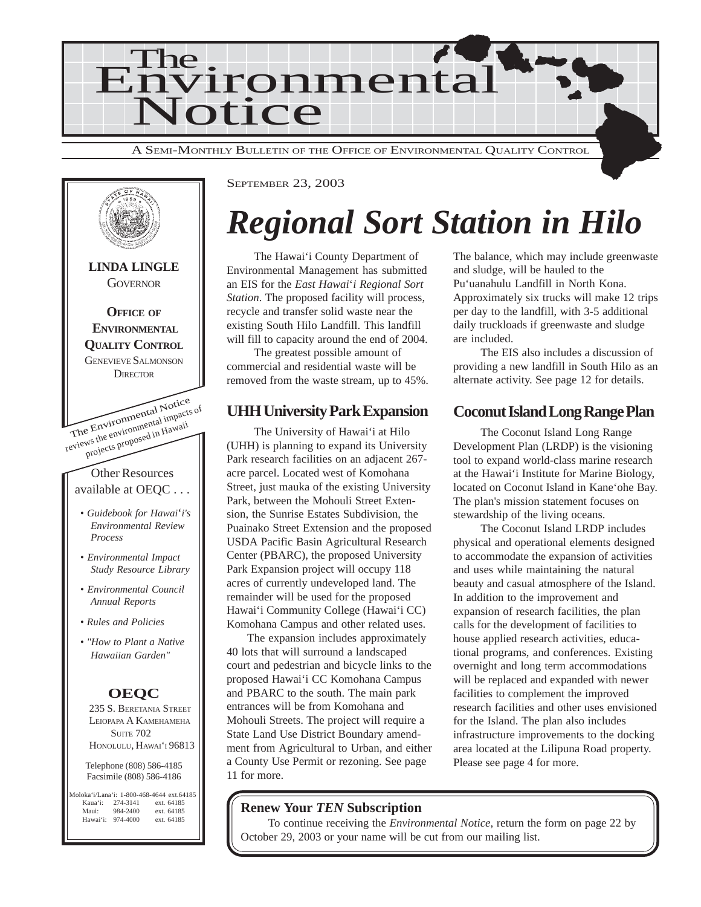# The Environmental Notice

A SEMI-MONTHLY BULLETIN OF THE OFFICE OF ENVIRONMENTAL QUALITY CONTROL

SEPTEMBER 23, 2003

**LINDA LINGLE**
GOVERNOR

**OFFICE OF ENVIRONMENTAL QUALITY CONTROL**
GENEVIEVE SALMONSON
DIRECTOR

The Environmental Notice reviews the environmental impacts of projects proposed in Hawaii

Other Resources available at OEQC . . .

- *Guidebook for Hawai'i's Environmental Review Process*
- *Environmental Impact Study Resource Library*
- *Environmental Council Annual Reports*
- *Rules and Policies*
- *"How to Plant a Native Hawaiian Garden"*

**OEQC**
235 S. BERETANIA STREET
LEIOPAPA A KAMEHAMEHA
SUITE 702
HONOLULU, HAWAI'I 96813

Telephone (808) 586-4185
Facsimile (808) 586-4186

Moloka'i/Lana'i: 1-800-468-4644 ext.64185
Kaua'i: 274-3141 ext. 64185
Maui: 984-2400 ext. 64185
Hawai'i: 974-4000 ext. 64185

# *Regional Sort Station in Hilo*

The Hawai'i County Department of Environmental Management has submitted an EIS for the *East Hawai'i Regional Sort Station*. The proposed facility will process, recycle and transfer solid waste near the existing South Hilo Landfill. This landfill will fill to capacity around the end of 2004.

The greatest possible amount of commercial and residential waste will be removed from the waste stream, up to 45%. The balance, which may include greenwaste and sludge, will be hauled to the Pu'uanahulu Landfill in North Kona. Approximately six trucks will make 12 trips per day to the landfill, with 3-5 additional daily truckloads if greenwaste and sludge are included.

The EIS also includes a discussion of providing a new landfill in South Hilo as an alternate activity. See page 12 for details.

## UHH University Park Expansion

The University of Hawai'i at Hilo (UHH) is planning to expand its University Park research facilities on an adjacent 267-acre parcel. Located west of Komohana Street, just mauka of the existing University Park, between the Mohouli Street Extension, the Sunrise Estates Subdivision, the Puainako Street Extension and the proposed USDA Pacific Basin Agricultural Research Center (PBARC), the proposed University Park Expansion project will occupy 118 acres of currently undeveloped land. The remainder will be used for the proposed Hawai'i Community College (Hawai'i CC) Komohana Campus and other related uses.

The expansion includes approximately 40 lots that will surround a landscaped court and pedestrian and bicycle links to the proposed Hawai'i CC Komohana Campus and PBARC to the south. The main park entrances will be from Komohana and Mohouli Streets. The project will require a State Land Use District Boundary amendment from Agricultural to Urban, and either a County Use Permit or rezoning. See page 11 for more.

## Coconut Island Long Range Plan

The Coconut Island Long Range Development Plan (LRDP) is the visioning tool to expand world-class marine research at the Hawai'i Institute for Marine Biology, located on Coconut Island in Kane'ohe Bay. The plan's mission statement focuses on stewardship of the living oceans.

The Coconut Island LRDP includes physical and operational elements designed to accommodate the expansion of activities and uses while maintaining the natural beauty and casual atmosphere of the Island. In addition to the improvement and expansion of research facilities, the plan calls for the development of facilities to house applied research activities, educational programs, and conferences. Existing overnight and long term accommodations will be replaced and expanded with newer facilities to complement the improved research facilities and other uses envisioned for the Island. The plan also includes infrastructure improvements to the docking area located at the Lilipuna Road property. Please see page 4 for more.

**Renew Your *TEN* Subscription**

To continue receiving the *Environmental Notice*, return the form on page 22 by October 29, 2003 or your name will be cut from our mailing list.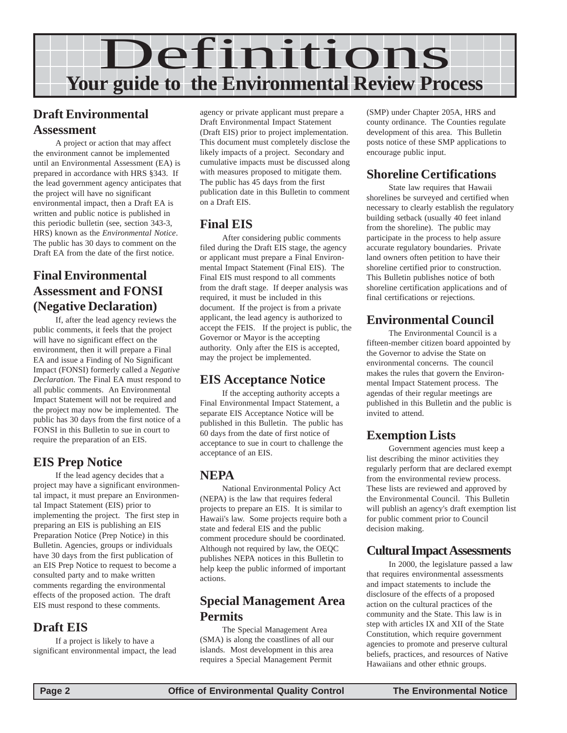# Definitions

## Your guide to the Environmental Review Process

### Draft Environmental Assessment

A project or action that may affect the environment cannot be implemented until an Environmental Assessment (EA) is prepared in accordance with HRS §343. If the lead government agency anticipates that the project will have no significant environmental impact, then a Draft EA is written and public notice is published in this periodic bulletin (see, section 343-3, HRS) known as the *Environmental Notice*. The public has 30 days to comment on the Draft EA from the date of the first notice.

### Final Environmental Assessment and FONSI (Negative Declaration)

If, after the lead agency reviews the public comments, it feels that the project will have no significant effect on the environment, then it will prepare a Final EA and issue a Finding of No Significant Impact (FONSI) formerly called a *Negative Declaration*. The Final EA must respond to all public comments. An Environmental Impact Statement will not be required and the project may now be implemented. The public has 30 days from the first notice of a FONSI in this Bulletin to sue in court to require the preparation of an EIS.

### EIS Prep Notice

If the lead agency decides that a project may have a significant environmental impact, it must prepare an Environmental Impact Statement (EIS) prior to implementing the project. The first step in preparing an EIS is publishing an EIS Preparation Notice (Prep Notice) in this Bulletin. Agencies, groups or individuals have 30 days from the first publication of an EIS Prep Notice to request to become a consulted party and to make written comments regarding the environmental effects of the proposed action. The draft EIS must respond to these comments.

### Draft EIS

If a project is likely to have a significant environmental impact, the lead agency or private applicant must prepare a Draft Environmental Impact Statement (Draft EIS) prior to project implementation. This document must completely disclose the likely impacts of a project. Secondary and cumulative impacts must be discussed along with measures proposed to mitigate them. The public has 45 days from the first publication date in this Bulletin to comment on a Draft EIS.

### Final EIS

After considering public comments filed during the Draft EIS stage, the agency or applicant must prepare a Final Environmental Impact Statement (Final EIS). The Final EIS must respond to all comments from the draft stage. If deeper analysis was required, it must be included in this document. If the project is from a private applicant, the lead agency is authorized to accept the FEIS. If the project is public, the Governor or Mayor is the accepting authority. Only after the EIS is accepted, may the project be implemented.

### EIS Acceptance Notice

If the accepting authority accepts a Final Environmental Impact Statement, a separate EIS Acceptance Notice will be published in this Bulletin. The public has 60 days from the date of first notice of acceptance to sue in court to challenge the acceptance of an EIS.

### NEPA

National Environmental Policy Act (NEPA) is the law that requires federal projects to prepare an EIS. It is similar to Hawaii's law. Some projects require both a state and federal EIS and the public comment procedure should be coordinated. Although not required by law, the OEQC publishes NEPA notices in this Bulletin to help keep the public informed of important actions.

### Special Management Area Permits

The Special Management Area (SMA) is along the coastlines of all our islands. Most development in this area requires a Special Management Permit (SMP) under Chapter 205A, HRS and county ordinance. The Counties regulate development of this area. This Bulletin posts notice of these SMP applications to encourage public input.

### Shoreline Certifications

State law requires that Hawaii shorelines be surveyed and certified when necessary to clearly establish the regulatory building setback (usually 40 feet inland from the shoreline). The public may participate in the process to help assure accurate regulatory boundaries. Private land owners often petition to have their shoreline certified prior to construction. This Bulletin publishes notice of both shoreline certification applications and of final certifications or rejections.

### Environmental Council

The Environmental Council is a fifteen-member citizen board appointed by the Governor to advise the State on environmental concerns. The council makes the rules that govern the Environmental Impact Statement process. The agendas of their regular meetings are published in this Bulletin and the public is invited to attend.

### Exemption Lists

Government agencies must keep a list describing the minor activities they regularly perform that are declared exempt from the environmental review process. These lists are reviewed and approved by the Environmental Council. This Bulletin will publish an agency's draft exemption list for public comment prior to Council decision making.

### Cultural Impact Assessments

In 2000, the legislature passed a law that requires environmental assessments and impact statements to include the disclosure of the effects of a proposed action on the cultural practices of the community and the State. This law is in step with articles IX and XII of the State Constitution, which require government agencies to promote and preserve cultural beliefs, practices, and resources of Native Hawaiians and other ethnic groups.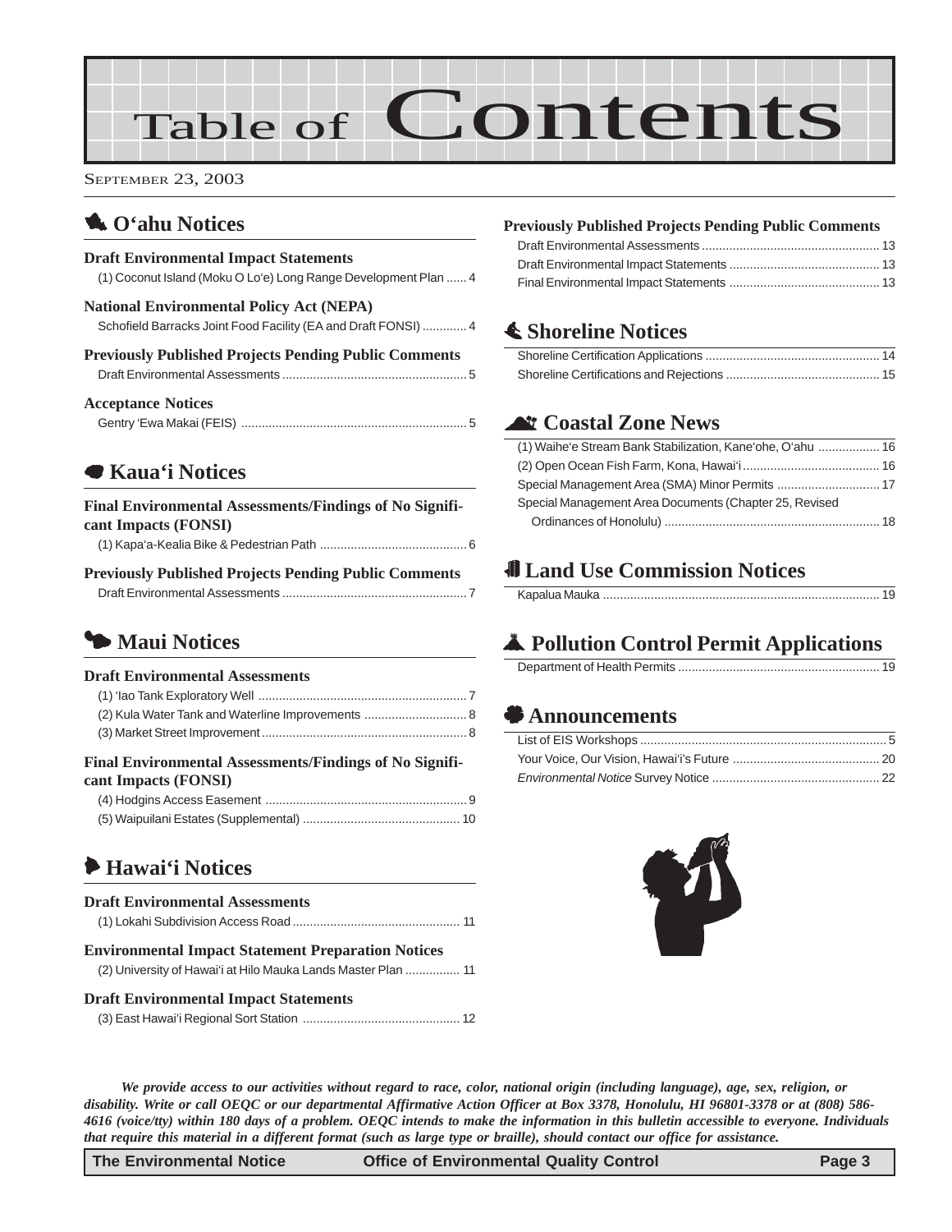# Table of Contents

September 23, 2003

## O'ahu Notices

**Draft Environmental Impact Statements**

(1) Coconut Island (Moku O Lo'e) Long Range Development Plan ...... 4

**National Environmental Policy Act (NEPA)**

Schofield Barracks Joint Food Facility (EA and Draft FONSI) ............. 4

**Previously Published Projects Pending Public Comments**

Draft Environmental Assessments ...................................................... 5

**Acceptance Notices**

Gentry 'Ewa Makai (FEIS) .................................................................. 5

## Kaua'i Notices

**Final Environmental Assessments/Findings of No Significant Impacts (FONSI)**

(1) Kapa'a-Kealia Bike & Pedestrian Path ........................................... 6

**Previously Published Projects Pending Public Comments**

Draft Environmental Assessments ...................................................... 7

## Maui Notices

**Draft Environmental Assessments**

(1) 'Iao Tank Exploratory Well ............................................................. 7

(2) Kula Water Tank and Waterline Improvements .............................. 8

(3) Market Street Improvement............................................................ 8

**Final Environmental Assessments/Findings of No Significant Impacts (FONSI)**

(4) Hodgins Access Easement ........................................................... 9

(5) Waipuilani Estates (Supplemental) .............................................. 10

## Hawai'i Notices

**Draft Environmental Assessments**

(1) Lokahi Subdivision Access Road ................................................. 11

**Environmental Impact Statement Preparation Notices**

(2) University of Hawai'i at Hilo Mauka Lands Master Plan ................ 11

**Draft Environmental Impact Statements**

(3) East Hawai'i Regional Sort Station .............................................. 12

**Previously Published Projects Pending Public Comments**

Draft Environmental Assessments .................................................... 13

Draft Environmental Impact Statements ............................................ 13

Final Environmental Impact Statements ............................................ 13

## Shoreline Notices

Shoreline Certification Applications ................................................... 14

Shoreline Certifications and Rejections ............................................. 15

## Coastal Zone News

(1) Waihe'e Stream Bank Stabilization, Kane'ohe, O'ahu .................. 16

(2) Open Ocean Fish Farm, Kona, Hawai'i ........................................ 16

Special Management Area (SMA) Minor Permits .............................. 17

Special Management Area Documents (Chapter 25, Revised Ordinances of Honolulu) .............................................................. 18

## Land Use Commission Notices

Kapalua Mauka ................................................................................. 19

## Pollution Control Permit Applications

Department of Health Permits ........................................................... 19

## Announcements

List of EIS Workshops ........................................................................ 5

Your Voice, Our Vision, Hawai'i's Future ........................................... 20

*Environmental Notice* Survey Notice ................................................. 22

***We provide access to our activities without regard to race, color, national origin (including language), age, sex, religion, or disability. Write or call OEQC or our departmental Affirmative Action Officer at Box 3378, Honolulu, HI 96801-3378 or at (808) 586-4616 (voice/tty) within 180 days of a problem. OEQC intends to make the information in this bulletin accessible to everyone. Individuals that require this material in a different format (such as large type or braille), should contact our office for assistance.***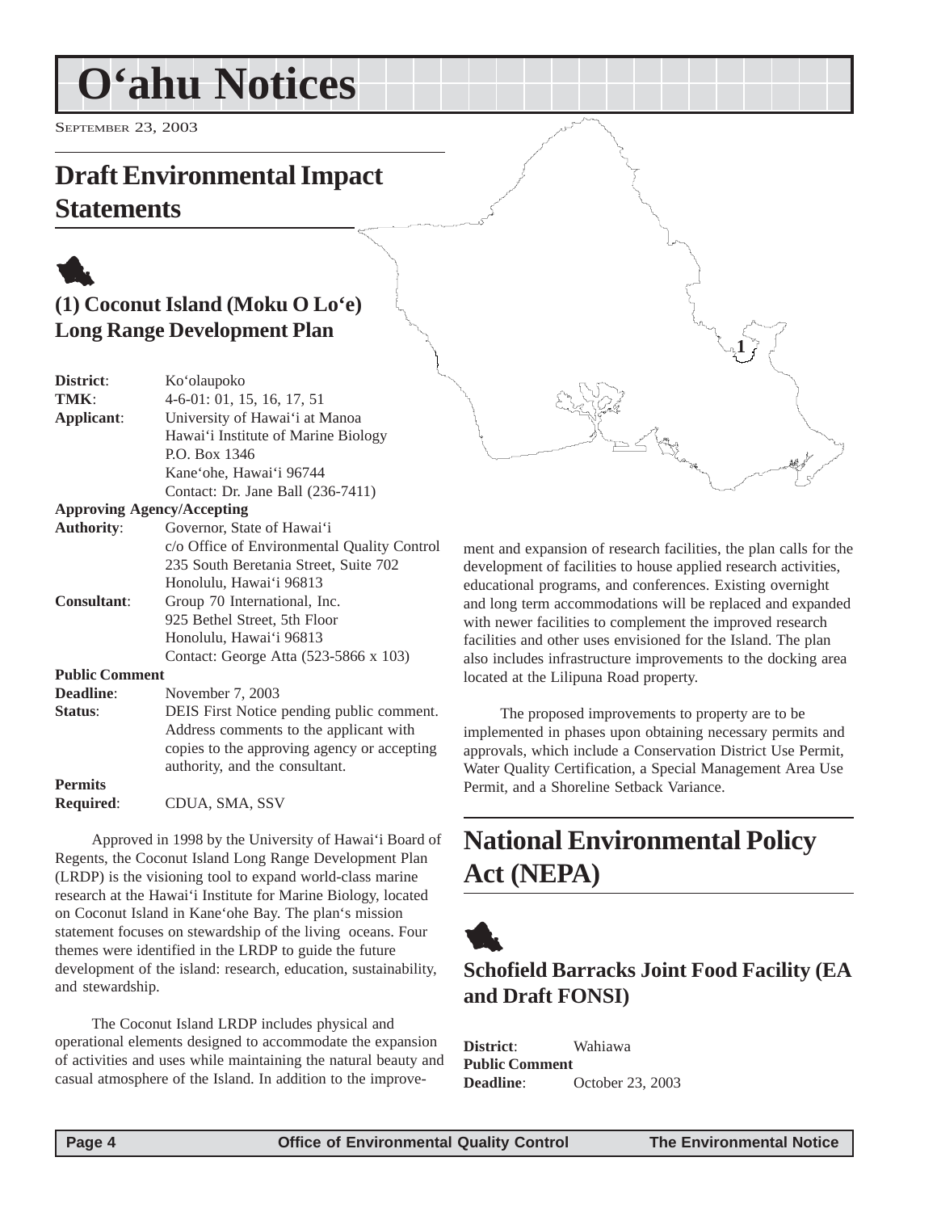# O'ahu Notices

September 23, 2003

## Draft Environmental Impact Statements

### (1) Coconut Island (Moku O Lo'e) Long Range Development Plan

**District**: Ko'olaupoko
**TMK**: 4-6-01: 01, 15, 16, 17, 51
**Applicant**: University of Hawai'i at Manoa
Hawai'i Institute of Marine Biology
P.O. Box 1346
Kane'ohe, Hawai'i 96744
Contact: Dr. Jane Ball (236-7411)
**Approving Agency/Accepting Authority**: Governor, State of Hawai'i
c/o Office of Environmental Quality Control
235 South Beretania Street, Suite 702
Honolulu, Hawai'i 96813
**Consultant**: Group 70 International, Inc.
925 Bethel Street, 5th Floor
Honolulu, Hawai'i 96813
Contact: George Atta (523-5866 x 103)
**Public Comment Deadline**: November 7, 2003
**Status**: DEIS First Notice pending public comment. Address comments to the applicant with copies to the approving agency or accepting authority, and the consultant.
**Permits Required**: CDUA, SMA, SSV

Approved in 1998 by the University of Hawai'i Board of Regents, the Coconut Island Long Range Development Plan (LRDP) is the visioning tool to expand world-class marine research at the Hawai'i Institute for Marine Biology, located on Coconut Island in Kane'ohe Bay. The plan's mission statement focuses on stewardship of the living oceans. Four themes were identified in the LRDP to guide the future development of the island: research, education, sustainability, and stewardship.

The Coconut Island LRDP includes physical and operational elements designed to accommodate the expansion of activities and uses while maintaining the natural beauty and casual atmosphere of the Island. In addition to the improvement and expansion of research facilities, the plan calls for the development of facilities to house applied research activities, educational programs, and conferences. Existing overnight and long term accommodations will be replaced and expanded with newer facilities to complement the improved research facilities and other uses envisioned for the Island. The plan also includes infrastructure improvements to the docking area located at the Lilipuna Road property.

The proposed improvements to property are to be implemented in phases upon obtaining necessary permits and approvals, which include a Conservation District Use Permit, Water Quality Certification, a Special Management Area Use Permit, and a Shoreline Setback Variance.

## National Environmental Policy Act (NEPA)

### Schofield Barracks Joint Food Facility (EA and Draft FONSI)

**District**: Wahiawa
**Public Comment Deadline**: October 23, 2003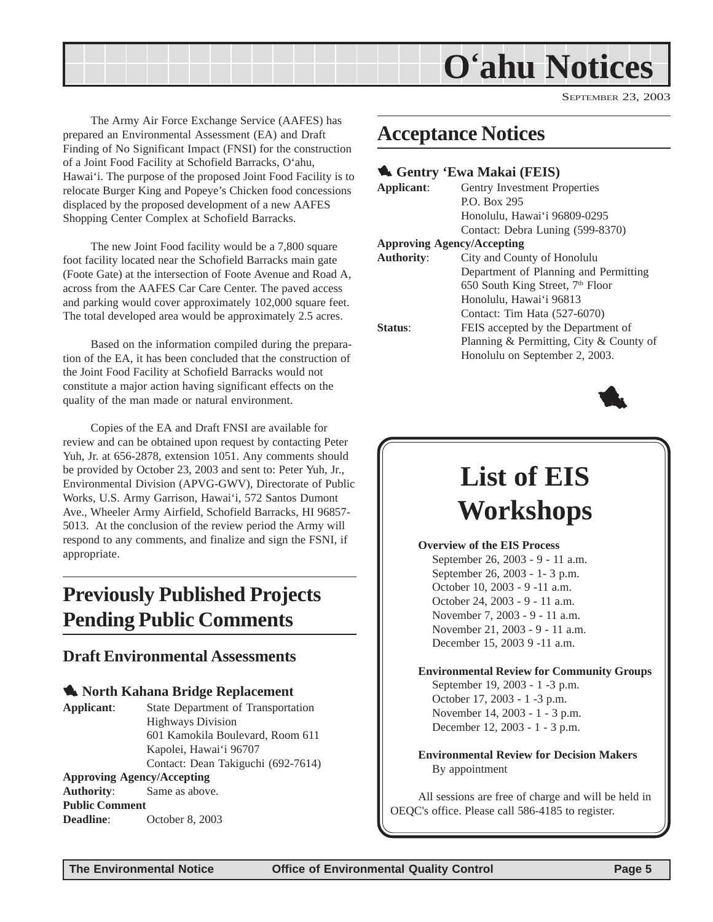# O'ahu Notices

The Army Air Force Exchange Service (AAFES) has prepared an Environmental Assessment (EA) and Draft Finding of No Significant Impact (FNSI) for the construction of a Joint Food Facility at Schofield Barracks, O'ahu, Hawai'i. The purpose of the proposed Joint Food Facility is to relocate Burger King and Popeye's Chicken food concessions displaced by the proposed development of a new AAFES Shopping Center Complex at Schofield Barracks.

The new Joint Food facility would be a 7,800 square foot facility located near the Schofield Barracks main gate (Foote Gate) at the intersection of Foote Avenue and Road A, across from the AAFES Car Care Center. The paved access and parking would cover approximately 102,000 square feet. The total developed area would be approximately 2.5 acres.

Based on the information compiled during the preparation of the EA, it has been concluded that the construction of the Joint Food Facility at Schofield Barracks would not constitute a major action having significant effects on the quality of the man made or natural environment.

Copies of the EA and Draft FNSI are available for review and can be obtained upon request by contacting Peter Yuh, Jr. at 656-2878, extension 1051. Any comments should be provided by October 23, 2003 and sent to: Peter Yuh, Jr., Environmental Division (APVG-GWV), Directorate of Public Works, U.S. Army Garrison, Hawai'i, 572 Santos Dumont Ave., Wheeler Army Airfield, Schofield Barracks, HI 96857-5013. At the conclusion of the review period the Army will respond to any comments, and finalize and sign the FSNI, if appropriate.

## Previously Published Projects Pending Public Comments

### Draft Environmental Assessments

#### North Kahana Bridge Replacement

**Applicant**: State Department of Transportation
Highways Division
601 Kamokila Boulevard, Room 611
Kapolei, Hawai'i 96707
Contact: Dean Takiguchi (692-7614)

**Approving Agency/Accepting Authority**: Same as above.

**Public Comment Deadline**: October 8, 2003

## Acceptance Notices

#### Gentry 'Ewa Makai (FEIS)

**Applicant**: Gentry Investment Properties
P.O. Box 295
Honolulu, Hawai'i 96809-0295
Contact: Debra Luning (599-8370)

**Approving Agency/Accepting Authority**: City and County of Honolulu
Department of Planning and Permitting
650 South King Street, 7th Floor
Honolulu, Hawai'i 96813
Contact: Tim Hata (527-6070)

**Status**: FEIS accepted by the Department of Planning & Permitting, City & County of Honolulu on September 2, 2003.

## List of EIS Workshops

**Overview of the EIS Process**
- September 26, 2003 - 9 - 11 a.m.
- September 26, 2003 - 1- 3 p.m.
- October 10, 2003 - 9 -11 a.m.
- October 24, 2003 - 9 - 11 a.m.
- November 7, 2003 - 9 - 11 a.m.
- November 21, 2003 - 9 - 11 a.m.
- December 15, 2003 9 -11 a.m.

**Environmental Review for Community Groups**
- September 19, 2003 - 1 -3 p.m.
- October 17, 2003 - 1 -3 p.m.
- November 14, 2003 - 1 - 3 p.m.
- December 12, 2003 - 1 - 3 p.m.

**Environmental Review for Decision Makers**
By appointment

All sessions are free of charge and will be held in OEQC's office. Please call 586-4185 to register.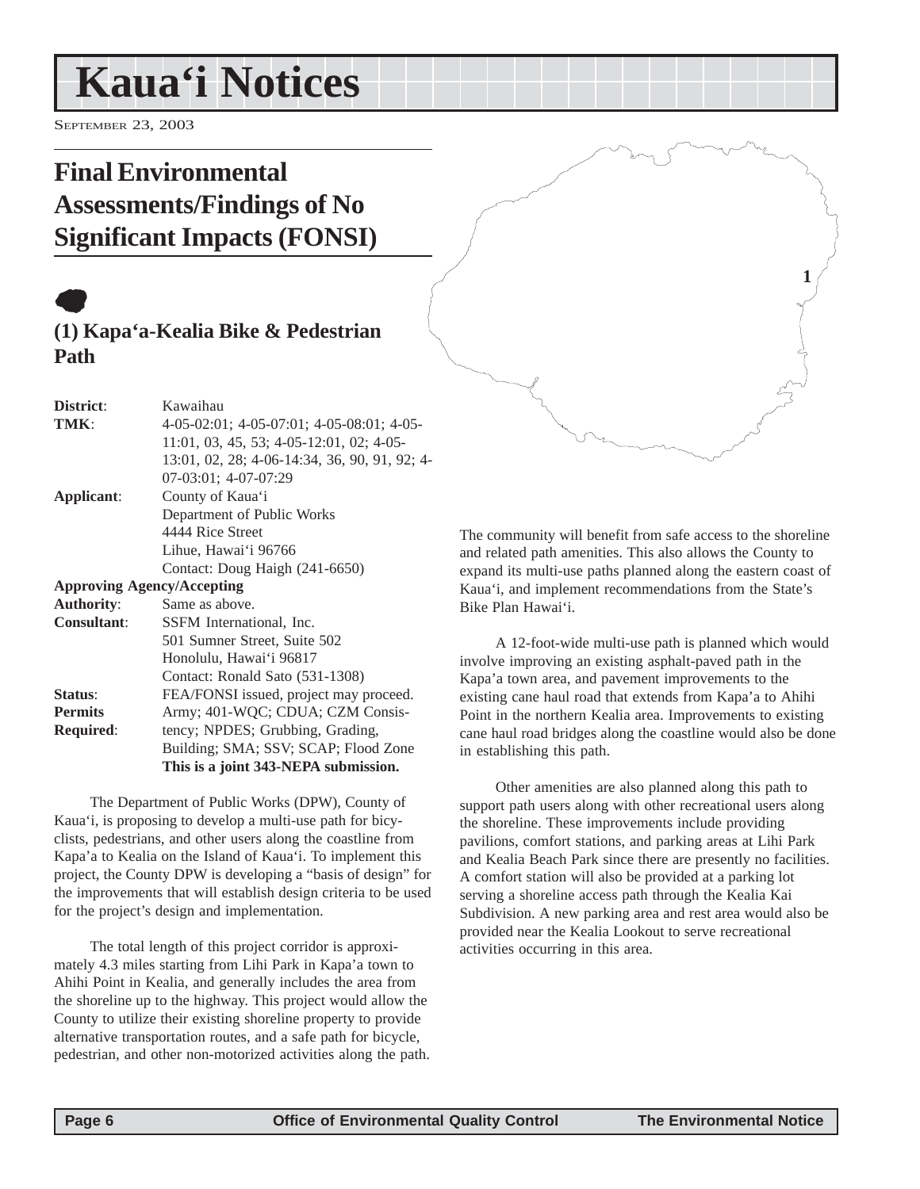# Kaua'i Notices

September 23, 2003

## Final Environmental Assessments/Findings of No Significant Impacts (FONSI)

### (1) Kapa'a-Kealia Bike & Pedestrian Path

| | |
|---|---|
| **District**: | Kawaihau |
| **TMK**: | 4-05-02:01; 4-05-07:01; 4-05-08:01; 4-05-11:01, 03, 45, 53; 4-05-12:01, 02; 4-05-13:01, 02, 28; 4-06-14:34, 36, 90, 91, 92; 4-07-03:01; 4-07-07:29 |
| **Applicant**: | County of Kaua'i<br>Department of Public Works<br>4444 Rice Street<br>Lihue, Hawai'i 96766<br>Contact: Doug Haigh (241-6650) |
| **Approving Agency/Accepting Authority**: | Same as above. |
| **Consultant**: | SSFM International, Inc.<br>501 Sumner Street, Suite 502<br>Honolulu, Hawai'i 96817<br>Contact: Ronald Sato (531-1308) |
| **Status**: | FEA/FONSI issued, project may proceed. |
| **Permits Required**: | Army; 401-WQC; CDUA; CZM Consistency; NPDES; Grubbing, Grading, Building; SMA; SSV; SCAP; Flood Zone<br>**This is a joint 343-NEPA submission.** |

The Department of Public Works (DPW), County of Kaua'i, is proposing to develop a multi-use path for bicyclists, pedestrians, and other users along the coastline from Kapa'a to Kealia on the Island of Kaua'i. To implement this project, the County DPW is developing a "basis of design" for the improvements that will establish design criteria to be used for the project's design and implementation.

The total length of this project corridor is approximately 4.3 miles starting from Lihi Park in Kapa'a town to Ahihi Point in Kealia, and generally includes the area from the shoreline up to the highway. This project would allow the County to utilize their existing shoreline property to provide alternative transportation routes, and a safe path for bicycle, pedestrian, and other non-motorized activities along the path. The community will benefit from safe access to the shoreline and related path amenities. This also allows the County to expand its multi-use paths planned along the eastern coast of Kaua'i, and implement recommendations from the State's Bike Plan Hawai'i.

A 12-foot-wide multi-use path is planned which would involve improving an existing asphalt-paved path in the Kapa'a town area, and pavement improvements to the existing cane haul road that extends from Kapa'a to Ahihi Point in the northern Kealia area. Improvements to existing cane haul road bridges along the coastline would also be done in establishing this path.

Other amenities are also planned along this path to support path users along with other recreational users along the shoreline. These improvements include providing pavilions, comfort stations, and parking areas at Lihi Park and Kealia Beach Park since there are presently no facilities. A comfort station will also be provided at a parking lot serving a shoreline access path through the Kealia Kai Subdivision. A new parking area and rest area would also be provided near the Kealia Lookout to serve recreational activities occurring in this area.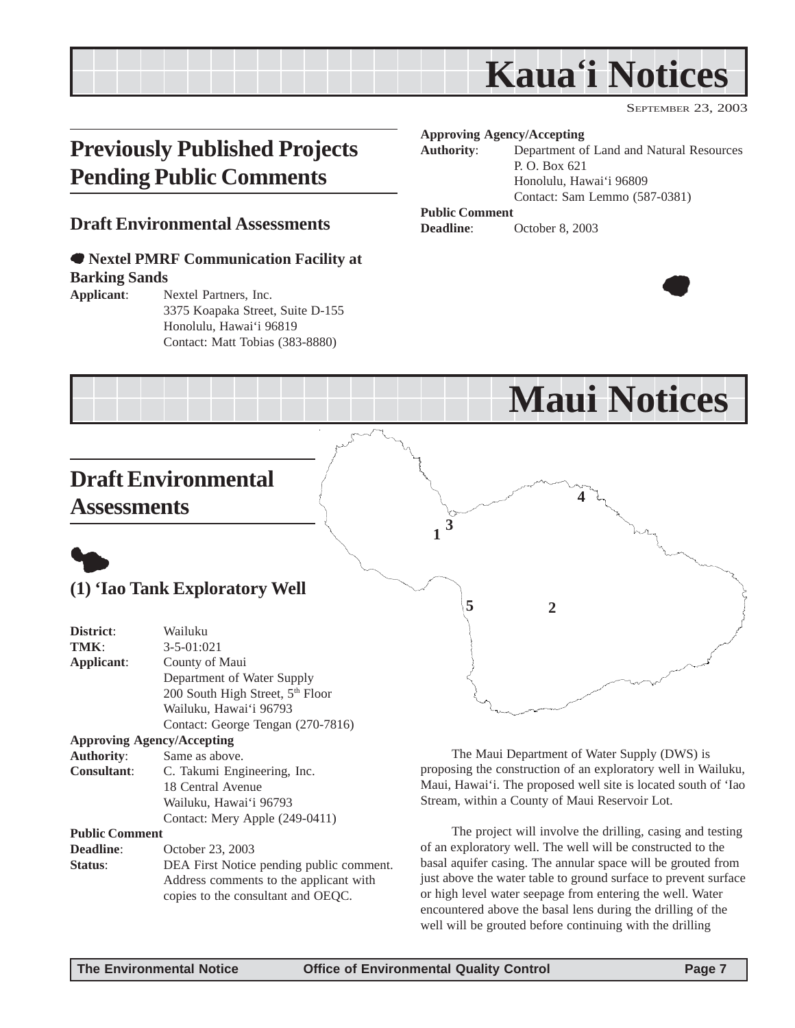# Kaua'i Notices

SEPTEMBER 23, 2003

## Previously Published Projects Pending Public Comments

### Draft Environmental Assessments

**Nextel PMRF Communication Facility at Barking Sands**

**Applicant**: Nextel Partners, Inc.
3375 Koapaka Street, Suite D-155
Honolulu, Hawai'i 96819
Contact: Matt Tobias (383-8880)

**Approving Agency/Accepting Authority**: Department of Land and Natural Resources
P. O. Box 621
Honolulu, Hawai'i 96809
Contact: Sam Lemmo (587-0381)

**Public Comment Deadline**: October 8, 2003

# Maui Notices

## Draft Environmental Assessments

### (1) 'Iao Tank Exploratory Well

**District**: Wailuku
**TMK**: 3-5-01:021
**Applicant**: County of Maui
Department of Water Supply
200 South High Street, 5th Floor
Wailuku, Hawai'i 96793
Contact: George Tengan (270-7816)

**Approving Agency/Accepting Authority**: Same as above.

**Consultant**: C. Takumi Engineering, Inc.
18 Central Avenue
Wailuku, Hawai'i 96793
Contact: Mery Apple (249-0411)

**Public Comment Deadline**: October 23, 2003

**Status**: DEA First Notice pending public comment. Address comments to the applicant with copies to the consultant and OEQC.

The Maui Department of Water Supply (DWS) is proposing the construction of an exploratory well in Wailuku, Maui, Hawai'i. The proposed well site is located south of 'Iao Stream, within a County of Maui Reservoir Lot.

The project will involve the drilling, casing and testing of an exploratory well. The well will be constructed to the basal aquifer casing. The annular space will be grouted from just above the water table to ground surface to prevent surface or high level water seepage from entering the well. Water encountered above the basal lens during the drilling of the well will be grouted before continuing with the drilling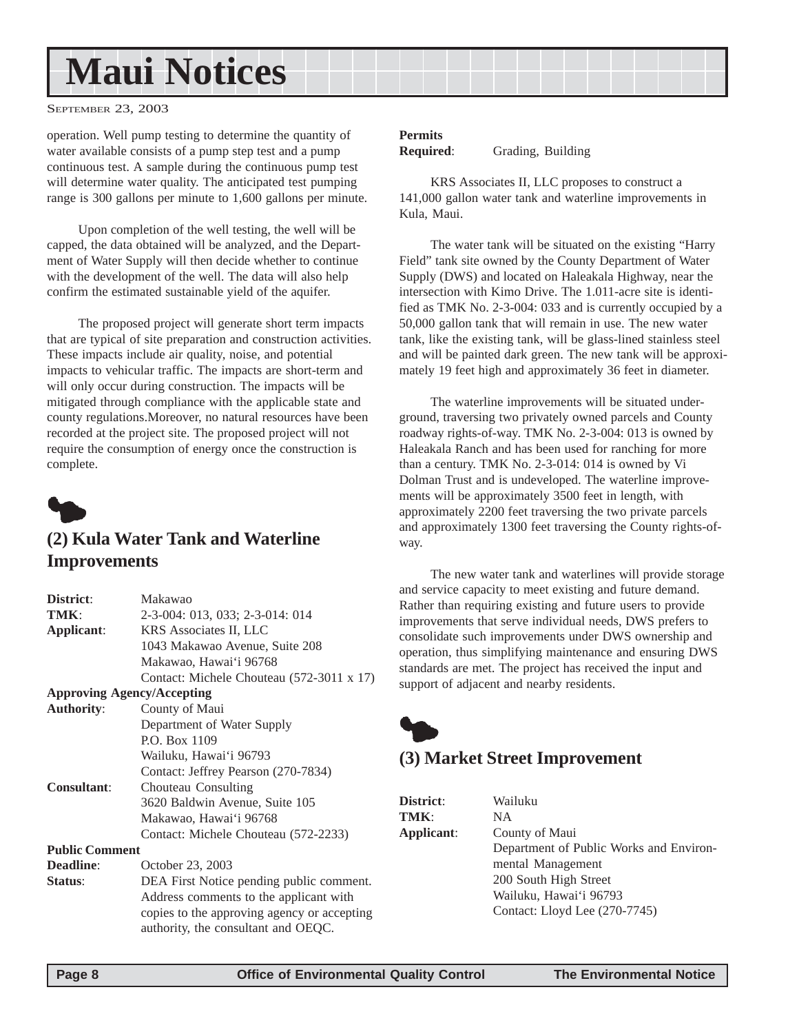operation. Well pump testing to determine the quantity of water available consists of a pump step test and a pump continuous test. A sample during the continuous pump test will determine water quality. The anticipated test pumping range is 300 gallons per minute to 1,600 gallons per minute.

Upon completion of the well testing, the well will be capped, the data obtained will be analyzed, and the Department of Water Supply will then decide whether to continue with the development of the well. The data will also help confirm the estimated sustainable yield of the aquifer.

The proposed project will generate short term impacts that are typical of site preparation and construction activities. These impacts include air quality, noise, and potential impacts to vehicular traffic. The impacts are short-term and will only occur during construction. The impacts will be mitigated through compliance with the applicable state and county regulations.Moreover, no natural resources have been recorded at the project site. The proposed project will not require the consumption of energy once the construction is complete.

## (2) Kula Water Tank and Waterline Improvements

**District**: Makawao
**TMK**: 2-3-004: 013, 033; 2-3-014: 014
**Applicant**: KRS Associates II, LLC
1043 Makawao Avenue, Suite 208
Makawao, Hawai'i 96768
Contact: Michele Chouteau (572-3011 x 17)
**Approving Agency/Accepting Authority**: County of Maui
Department of Water Supply
P.O. Box 1109
Wailuku, Hawai'i 96793
Contact: Jeffrey Pearson (270-7834)
**Consultant**: Chouteau Consulting
3620 Baldwin Avenue, Suite 105
Makawao, Hawai'i 96768
Contact: Michele Chouteau (572-2233)
**Public Comment Deadline**: October 23, 2003
**Status**: DEA First Notice pending public comment. Address comments to the applicant with copies to the approving agency or accepting authority, the consultant and OEQC.
**Permits Required**: Grading, Building

KRS Associates II, LLC proposes to construct a 141,000 gallon water tank and waterline improvements in Kula, Maui.

The water tank will be situated on the existing "Harry Field" tank site owned by the County Department of Water Supply (DWS) and located on Haleakala Highway, near the intersection with Kimo Drive. The 1.011-acre site is identified as TMK No. 2-3-004: 033 and is currently occupied by a 50,000 gallon tank that will remain in use. The new water tank, like the existing tank, will be glass-lined stainless steel and will be painted dark green. The new tank will be approximately 19 feet high and approximately 36 feet in diameter.

The waterline improvements will be situated underground, traversing two privately owned parcels and County roadway rights-of-way. TMK No. 2-3-004: 013 is owned by Haleakala Ranch and has been used for ranching for more than a century. TMK No. 2-3-014: 014 is owned by Vi Dolman Trust and is undeveloped. The waterline improvements will be approximately 3500 feet in length, with approximately 2200 feet traversing the two private parcels and approximately 1300 feet traversing the County rights-of-way.

The new water tank and waterlines will provide storage and service capacity to meet existing and future demand. Rather than requiring existing and future users to provide improvements that serve individual needs, DWS prefers to consolidate such improvements under DWS ownership and operation, thus simplifying maintenance and ensuring DWS standards are met. The project has received the input and support of adjacent and nearby residents.

## (3) Market Street Improvement

**District**: Wailuku
**TMK**: NA
**Applicant**: County of Maui
Department of Public Works and Environmental Management
200 South High Street
Wailuku, Hawai'i 96793
Contact: Lloyd Lee (270-7745)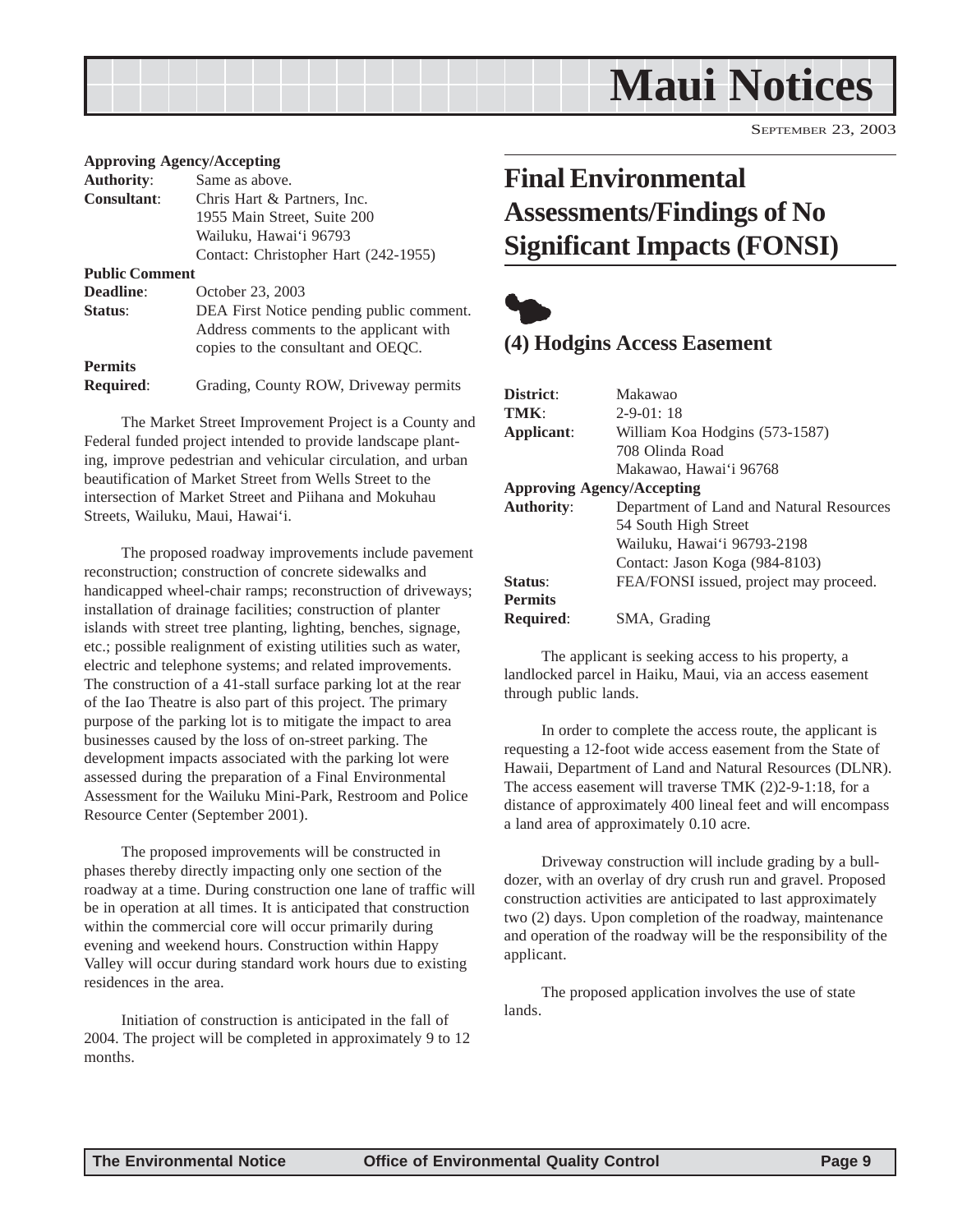**Approving Agency/Accepting**
**Authority**: Same as above.
**Consultant**: Chris Hart & Partners, Inc.
1955 Main Street, Suite 200
Wailuku, Hawai'i 96793
Contact: Christopher Hart (242-1955)
**Public Comment**
**Deadline**: October 23, 2003
**Status**: DEA First Notice pending public comment. Address comments to the applicant with copies to the consultant and OEQC.
**Permits**
**Required**: Grading, County ROW, Driveway permits

The Market Street Improvement Project is a County and Federal funded project intended to provide landscape planting, improve pedestrian and vehicular circulation, and urban beautification of Market Street from Wells Street to the intersection of Market Street and Piihana and Mokuhau Streets, Wailuku, Maui, Hawai'i.

The proposed roadway improvements include pavement reconstruction; construction of concrete sidewalks and handicapped wheel-chair ramps; reconstruction of driveways; installation of drainage facilities; construction of planter islands with street tree planting, lighting, benches, signage, etc.; possible realignment of existing utilities such as water, electric and telephone systems; and related improvements. The construction of a 41-stall surface parking lot at the rear of the Iao Theatre is also part of this project. The primary purpose of the parking lot is to mitigate the impact to area businesses caused by the loss of on-street parking. The development impacts associated with the parking lot were assessed during the preparation of a Final Environmental Assessment for the Wailuku Mini-Park, Restroom and Police Resource Center (September 2001).

The proposed improvements will be constructed in phases thereby directly impacting only one section of the roadway at a time. During construction one lane of traffic will be in operation at all times. It is anticipated that construction within the commercial core will occur primarily during evening and weekend hours. Construction within Happy Valley will occur during standard work hours due to existing residences in the area.

Initiation of construction is anticipated in the fall of 2004. The project will be completed in approximately 9 to 12 months.

# Final Environmental Assessments/Findings of No Significant Impacts (FONSI)

## (4) Hodgins Access Easement

**District**: Makawao
**TMK**: 2-9-01: 18
**Applicant**: William Koa Hodgins (573-1587)
708 Olinda Road
Makawao, Hawai'i 96768
**Approving Agency/Accepting**
**Authority**: Department of Land and Natural Resources
54 South High Street
Wailuku, Hawai'i 96793-2198
Contact: Jason Koga (984-8103)
**Status**: FEA/FONSI issued, project may proceed.
**Permits**
**Required**: SMA, Grading

The applicant is seeking access to his property, a landlocked parcel in Haiku, Maui, via an access easement through public lands.

In order to complete the access route, the applicant is requesting a 12-foot wide access easement from the State of Hawaii, Department of Land and Natural Resources (DLNR). The access easement will traverse TMK (2)2-9-1:18, for a distance of approximately 400 lineal feet and will encompass a land area of approximately 0.10 acre.

Driveway construction will include grading by a bulldozer, with an overlay of dry crush run and gravel. Proposed construction activities are anticipated to last approximately two (2) days. Upon completion of the roadway, maintenance and operation of the roadway will be the responsibility of the applicant.

The proposed application involves the use of state lands.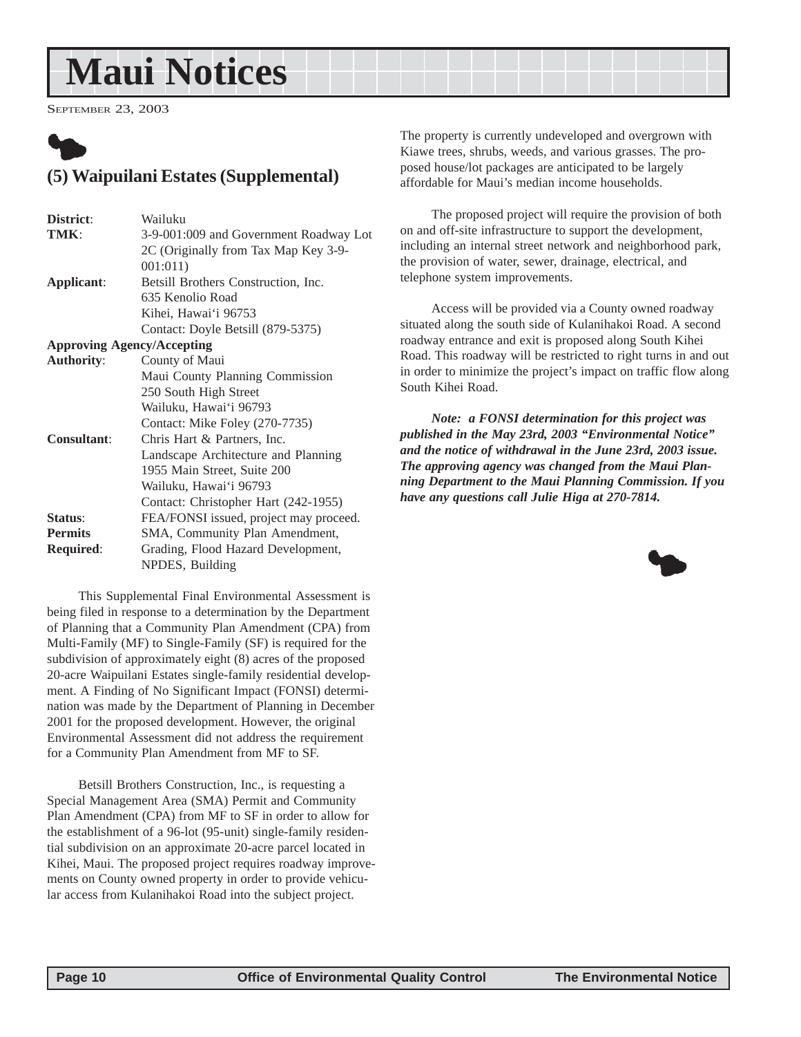# Maui Notices

September 23, 2003

## (5) Waipuilani Estates (Supplemental)

**District**: Wailuku
**TMK**: 3-9-001:009 and Government Roadway Lot 2C (Originally from Tax Map Key 3-9-001:011)
**Applicant**: Betsill Brothers Construction, Inc.
635 Kenolio Road
Kihei, Hawai'i 96753
Contact: Doyle Betsill (879-5375)
**Approving Agency/Accepting Authority**: County of Maui
Maui County Planning Commission
250 South High Street
Wailuku, Hawai'i 96793
Contact: Mike Foley (270-7735)
**Consultant**: Chris Hart & Partners, Inc.
Landscape Architecture and Planning
1955 Main Street, Suite 200
Wailuku, Hawai'i 96793
Contact: Christopher Hart (242-1955)
**Status**: FEA/FONSI issued, project may proceed.
**Permits Required**: SMA, Community Plan Amendment, Grading, Flood Hazard Development, NPDES, Building

This Supplemental Final Environmental Assessment is being filed in response to a determination by the Department of Planning that a Community Plan Amendment (CPA) from Multi-Family (MF) to Single-Family (SF) is required for the subdivision of approximately eight (8) acres of the proposed 20-acre Waipuilani Estates single-family residential development. A Finding of No Significant Impact (FONSI) determination was made by the Department of Planning in December 2001 for the proposed development. However, the original Environmental Assessment did not address the requirement for a Community Plan Amendment from MF to SF.

Betsill Brothers Construction, Inc., is requesting a Special Management Area (SMA) Permit and Community Plan Amendment (CPA) from MF to SF in order to allow for the establishment of a 96-lot (95-unit) single-family residential subdivision on an approximate 20-acre parcel located in Kihei, Maui. The proposed project requires roadway improvements on County owned property in order to provide vehicular access from Kulanihakoi Road into the subject project.

The property is currently undeveloped and overgrown with Kiawe trees, shrubs, weeds, and various grasses. The proposed house/lot packages are anticipated to be largely affordable for Maui's median income households.

The proposed project will require the provision of both on and off-site infrastructure to support the development, including an internal street network and neighborhood park, the provision of water, sewer, drainage, electrical, and telephone system improvements.

Access will be provided via a County owned roadway situated along the south side of Kulanihakoi Road. A second roadway entrance and exit is proposed along South Kihei Road. This roadway will be restricted to right turns in and out in order to minimize the project's impact on traffic flow along South Kihei Road.

***Note: a FONSI determination for this project was published in the May 23rd, 2003 "Environmental Notice" and the notice of withdrawal in the June 23rd, 2003 issue. The approving agency was changed from the Maui Planning Department to the Maui Planning Commission. If you have any questions call Julie Higa at 270-7814.***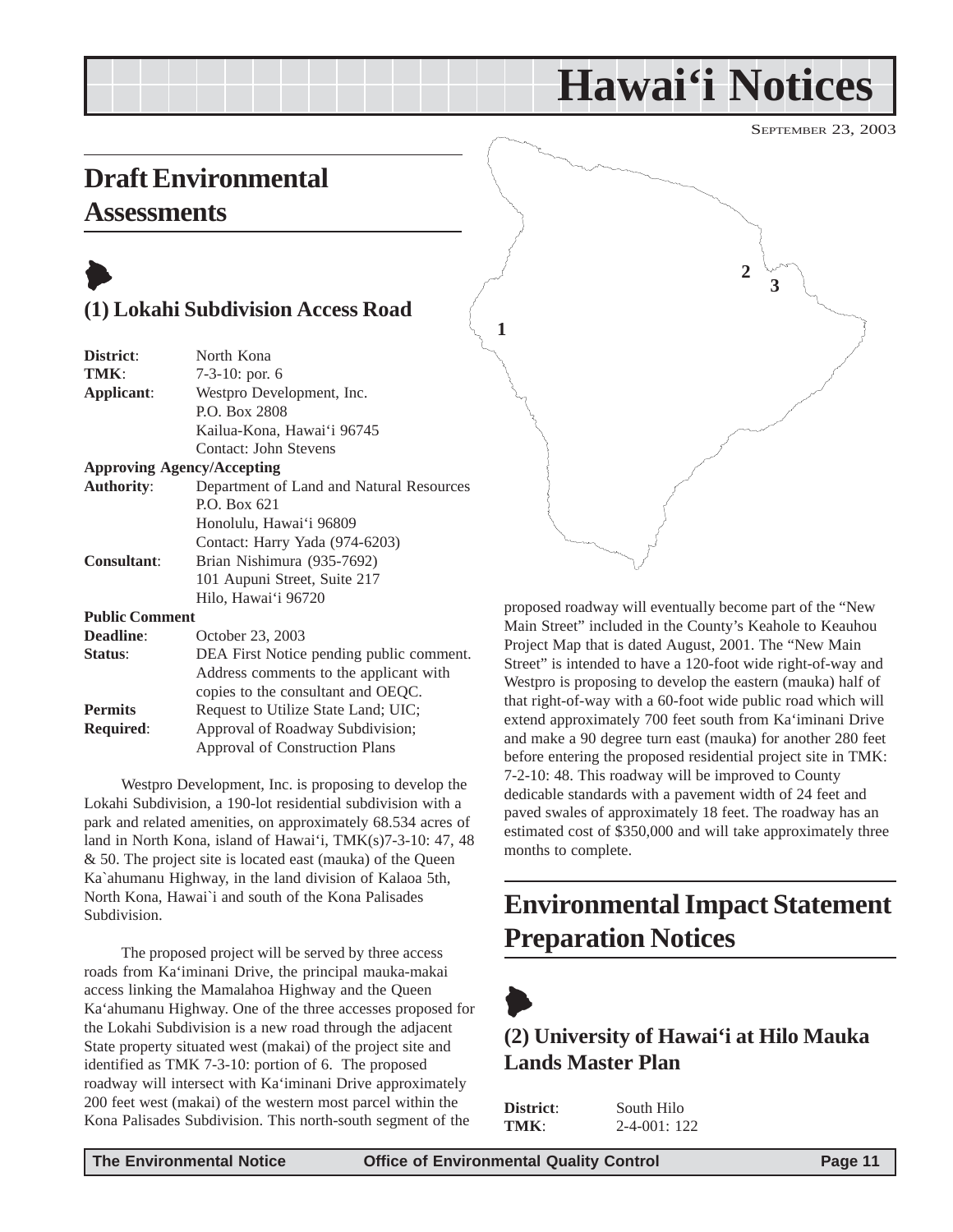// Hawai'i Notices

# Hawai'i Notices

SEPTEMBER 23, 2003

## Draft Environmental Assessments

### (1) Lokahi Subdivision Access Road

**District**: North Kona
**TMK**: 7-3-10: por. 6
**Applicant**: Westpro Development, Inc.
P.O. Box 2808
Kailua-Kona, Hawai'i 96745
Contact: John Stevens

**Approving Agency/Accepting**
**Authority**: Department of Land and Natural Resources
P.O. Box 621
Honolulu, Hawai'i 96809
Contact: Harry Yada (974-6203)

**Consultant**: Brian Nishimura (935-7692)
101 Aupuni Street, Suite 217
Hilo, Hawai'i 96720

**Public Comment**
**Deadline**: October 23, 2003
**Status**: DEA First Notice pending public comment. Address comments to the applicant with copies to the consultant and OEQC.
**Permits Required**: Request to Utilize State Land; UIC; Approval of Roadway Subdivision; Approval of Construction Plans

Westpro Development, Inc. is proposing to develop the Lokahi Subdivision, a 190-lot residential subdivision with a park and related amenities, on approximately 68.534 acres of land in North Kona, island of Hawai'i, TMK(s)7-3-10: 47, 48 & 50. The project site is located east (mauka) of the Queen Ka`ahumanu Highway, in the land division of Kalaoa 5th, North Kona, Hawai`i and south of the Kona Palisades Subdivision.

The proposed project will be served by three access roads from Ka'iminani Drive, the principal mauka-makai access linking the Mamalahoa Highway and the Queen Ka'ahumanu Highway. One of the three accesses proposed for the Lokahi Subdivision is a new road through the adjacent State property situated west (makai) of the project site and identified as TMK 7-3-10: portion of 6. The proposed roadway will intersect with Ka'iminani Drive approximately 200 feet west (makai) of the western most parcel within the Kona Palisades Subdivision. This north-south segment of the proposed roadway will eventually become part of the "New Main Street" included in the County's Keahole to Keauhou Project Map that is dated August, 2001. The "New Main Street" is intended to have a 120-foot wide right-of-way and Westpro is proposing to develop the eastern (mauka) half of that right-of-way with a 60-foot wide public road which will extend approximately 700 feet south from Ka'iminani Drive and make a 90 degree turn east (mauka) for another 280 feet before entering the proposed residential project site in TMK: 7-2-10: 48. This roadway will be improved to County dedicable standards with a pavement width of 24 feet and paved swales of approximately 18 feet. The roadway has an estimated cost of $350,000 and will take approximately three months to complete.

## Environmental Impact Statement Preparation Notices

### (2) University of Hawai'i at Hilo Mauka Lands Master Plan

**District**: South Hilo
**TMK**: 2-4-001: 122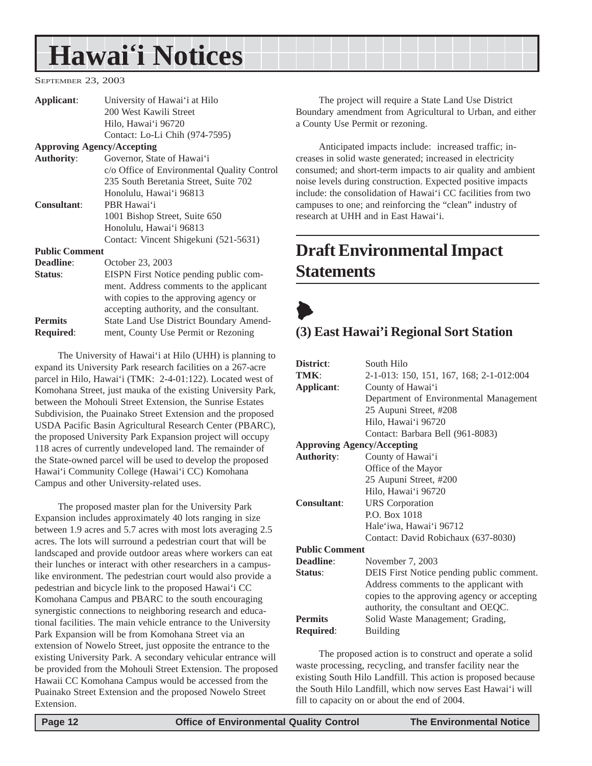| | |
|---|---|
| **Applicant**: | University of Hawai'i at Hilo<br>200 West Kawili Street<br>Hilo, Hawai'i 96720<br>Contact: Lo-Li Chih (974-7595) |
| **Approving Agency/Accepting Authority**: | Governor, State of Hawai'i<br>c/o Office of Environmental Quality Control<br>235 South Beretania Street, Suite 702<br>Honolulu, Hawai'i 96813 |
| **Consultant**: | PBR Hawai'i<br>1001 Bishop Street, Suite 650<br>Honolulu, Hawai'i 96813<br>Contact: Vincent Shigekuni (521-5631) |
| **Public Comment Deadline**: | October 23, 2003 |
| **Status**: | EISPN First Notice pending public comment. Address comments to the applicant with copies to the approving agency or accepting authority, and the consultant. |
| **Permits Required**: | State Land Use District Boundary Amendment, County Use Permit or Rezoning |

The University of Hawai'i at Hilo (UHH) is planning to expand its University Park research facilities on a 267-acre parcel in Hilo, Hawai'i (TMK: 2-4-01:122). Located west of Komohana Street, just mauka of the existing University Park, between the Mohouli Street Extension, the Sunrise Estates Subdivision, the Puainako Street Extension and the proposed USDA Pacific Basin Agricultural Research Center (PBARC), the proposed University Park Expansion project will occupy 118 acres of currently undeveloped land. The remainder of the State-owned parcel will be used to develop the proposed Hawai'i Community College (Hawai'i CC) Komohana Campus and other University-related uses.

The proposed master plan for the University Park Expansion includes approximately 40 lots ranging in size between 1.9 acres and 5.7 acres with most lots averaging 2.5 acres. The lots will surround a pedestrian court that will be landscaped and provide outdoor areas where workers can eat their lunches or interact with other researchers in a campus-like environment. The pedestrian court would also provide a pedestrian and bicycle link to the proposed Hawai'i CC Komohana Campus and PBARC to the south encouraging synergistic connections to neighboring research and educational facilities. The main vehicle entrance to the University Park Expansion will be from Komohana Street via an extension of Nowelo Street, just opposite the entrance to the existing University Park. A secondary vehicular entrance will be provided from the Mohouli Street Extension. The proposed Hawaii CC Komohana Campus would be accessed from the Puainako Street Extension and the proposed Nowelo Street Extension.

The project will require a State Land Use District Boundary amendment from Agricultural to Urban, and either a County Use Permit or rezoning.

Anticipated impacts include: increased traffic; increases in solid waste generated; increased in electricity consumed; and short-term impacts to air quality and ambient noise levels during construction. Expected positive impacts include: the consolidation of Hawai'i CC facilities from two campuses to one; and reinforcing the "clean" industry of research at UHH and in East Hawai'i.

## Draft Environmental Impact Statements

### (3) East Hawai'i Regional Sort Station

| | |
|---|---|
| **District**: | South Hilo |
| **TMK**: | 2-1-013: 150, 151, 167, 168; 2-1-012:004 |
| **Applicant**: | County of Hawai'i<br>Department of Environmental Management<br>25 Aupuni Street, #208<br>Hilo, Hawai'i 96720<br>Contact: Barbara Bell (961-8083) |
| **Approving Agency/Accepting Authority**: | County of Hawai'i<br>Office of the Mayor<br>25 Aupuni Street, #200<br>Hilo, Hawai'i 96720 |
| **Consultant**: | URS Corporation<br>P.O. Box 1018<br>Hale'iwa, Hawai'i 96712<br>Contact: David Robichaux (637-8030) |
| **Public Comment Deadline**: | November 7, 2003 |
| **Status**: | DEIS First Notice pending public comment. Address comments to the applicant with copies to the approving agency or accepting authority, the consultant and OEQC. |
| **Permits Required**: | Solid Waste Management; Grading, Building |

The proposed action is to construct and operate a solid waste processing, recycling, and transfer facility near the existing South Hilo Landfill. This action is proposed because the South Hilo Landfill, which now serves East Hawai'i will fill to capacity on or about the end of 2004.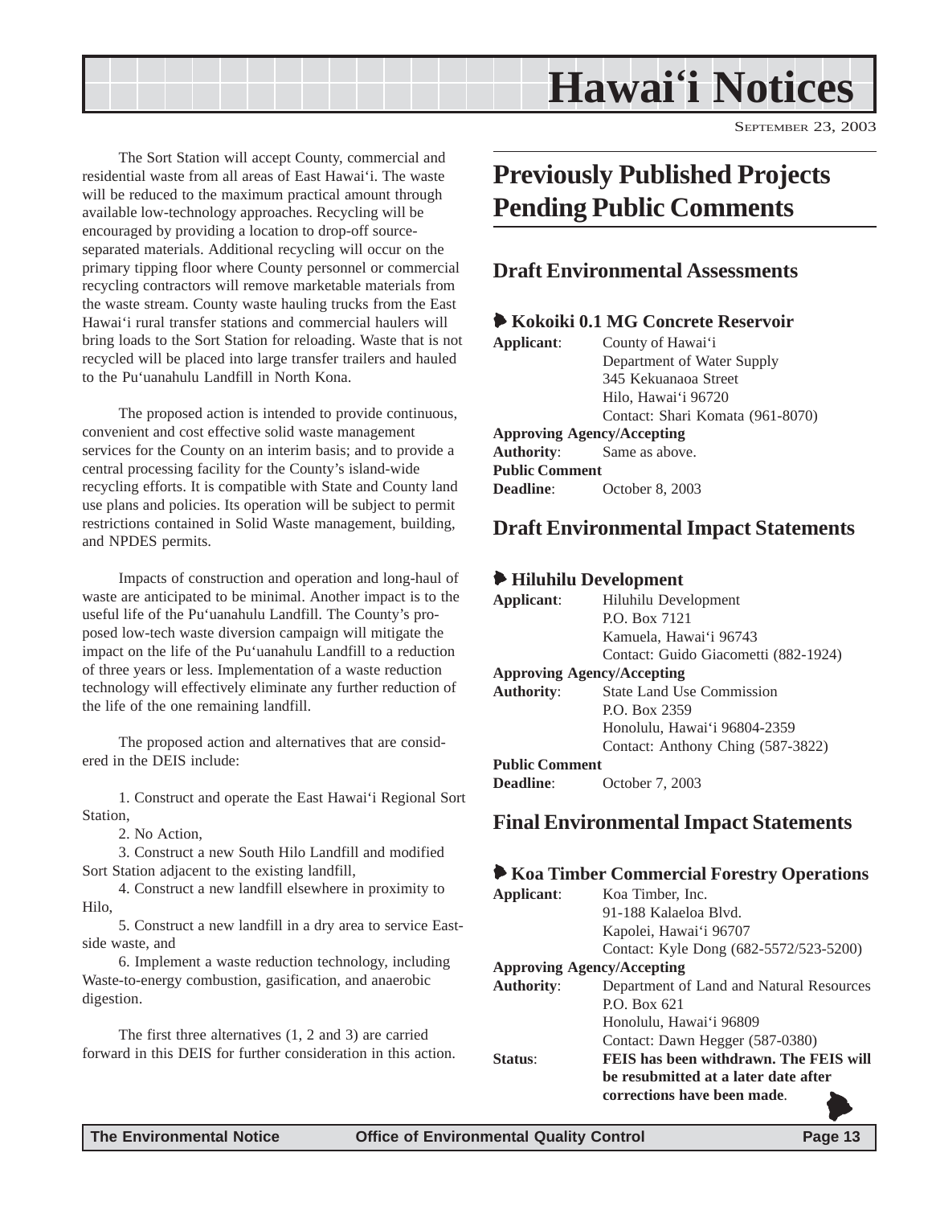The Sort Station will accept County, commercial and residential waste from all areas of East Hawai‘i. The waste will be reduced to the maximum practical amount through available low-technology approaches. Recycling will be encouraged by providing a location to drop-off source-separated materials. Additional recycling will occur on the primary tipping floor where County personnel or commercial recycling contractors will remove marketable materials from the waste stream. County waste hauling trucks from the East Hawai‘i rural transfer stations and commercial haulers will bring loads to the Sort Station for reloading. Waste that is not recycled will be placed into large transfer trailers and hauled to the Pu‘uanahulu Landfill in North Kona.

The proposed action is intended to provide continuous, convenient and cost effective solid waste management services for the County on an interim basis; and to provide a central processing facility for the County's island-wide recycling efforts. It is compatible with State and County land use plans and policies. Its operation will be subject to permit restrictions contained in Solid Waste management, building, and NPDES permits.

Impacts of construction and operation and long-haul of waste are anticipated to be minimal. Another impact is to the useful life of the Pu‘uanahulu Landfill. The County's proposed low-tech waste diversion campaign will mitigate the impact on the life of the Pu‘uanahulu Landfill to a reduction of three years or less. Implementation of a waste reduction technology will effectively eliminate any further reduction of the life of the one remaining landfill.

The proposed action and alternatives that are considered in the DEIS include:

1. Construct and operate the East Hawai‘i Regional Sort Station,
2. No Action,
3. Construct a new South Hilo Landfill and modified Sort Station adjacent to the existing landfill,
4. Construct a new landfill elsewhere in proximity to Hilo,
5. Construct a new landfill in a dry area to service East-side waste, and
6. Implement a waste reduction technology, including Waste-to-energy combustion, gasification, and anaerobic digestion.

The first three alternatives (1, 2 and 3) are carried forward in this DEIS for further consideration in this action.

# Previously Published Projects Pending Public Comments

## Draft Environmental Assessments

### Kokoiki 0.1 MG Concrete Reservoir

**Applicant**: County of Hawai‘i
Department of Water Supply
345 Kekuanaoa Street
Hilo, Hawai‘i 96720
Contact: Shari Komata (961-8070)

**Approving Agency/Accepting Authority**: Same as above.

**Public Comment Deadline**: October 8, 2003

## Draft Environmental Impact Statements

### Hiluhilu Development

**Applicant**: Hiluhilu Development
P.O. Box 7121
Kamuela, Hawai‘i 96743
Contact: Guido Giacometti (882-1924)

**Approving Agency/Accepting Authority**: State Land Use Commission
P.O. Box 2359
Honolulu, Hawai‘i 96804-2359
Contact: Anthony Ching (587-3822)

**Public Comment Deadline**: October 7, 2003

## Final Environmental Impact Statements

### Koa Timber Commercial Forestry Operations

**Applicant**: Koa Timber, Inc.
91-188 Kalaeloa Blvd.
Kapolei, Hawai‘i 96707
Contact: Kyle Dong (682-5572/523-5200)

**Approving Agency/Accepting Authority**: Department of Land and Natural Resources
P.O. Box 621
Honolulu, Hawai‘i 96809
Contact: Dawn Hegger (587-0380)

**Status**: **FEIS has been withdrawn. The FEIS will be resubmitted at a later date after corrections have been made**.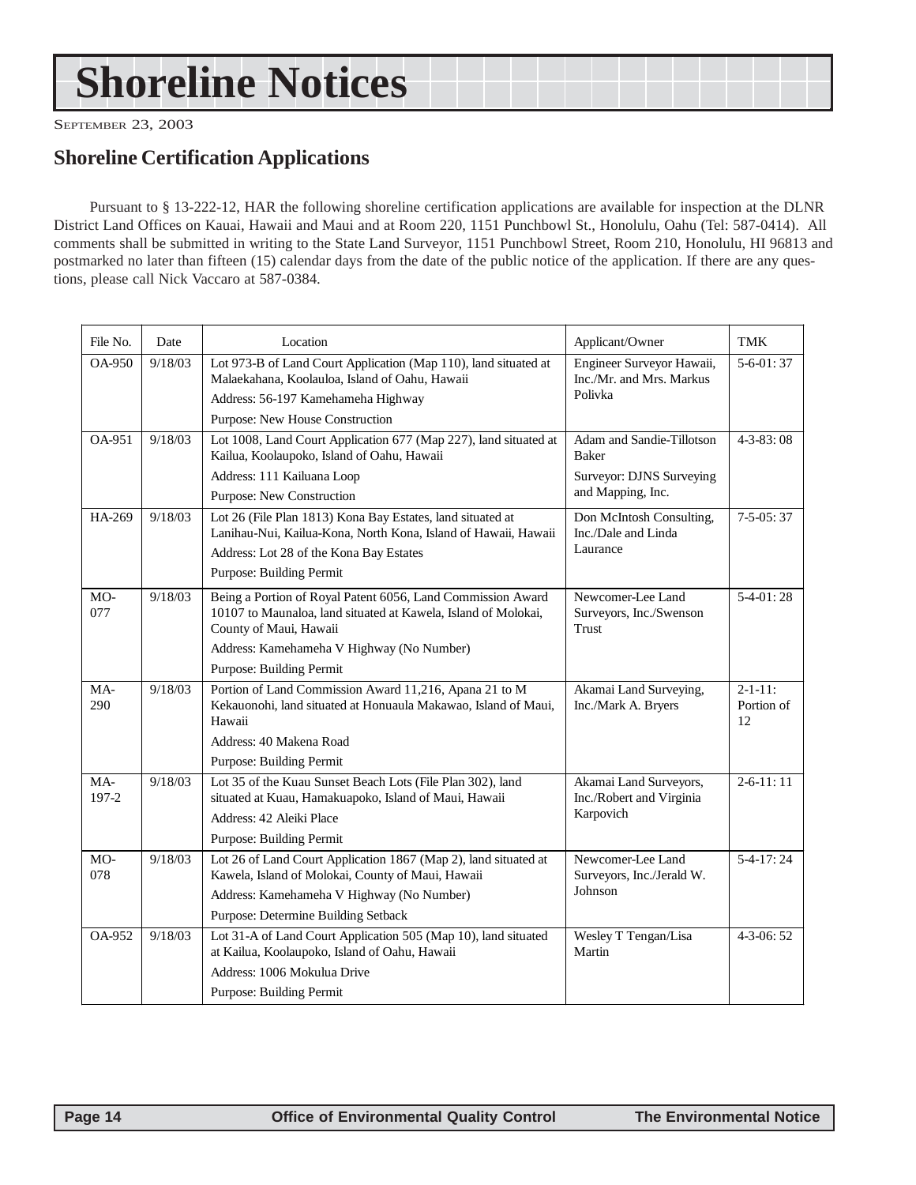# Shoreline Notices

SEPTEMBER 23, 2003

## Shoreline Certification Applications

Pursuant to § 13-222-12, HAR the following shoreline certification applications are available for inspection at the DLNR District Land Offices on Kauai, Hawaii and Maui and at Room 220, 1151 Punchbowl St., Honolulu, Oahu (Tel: 587-0414). All comments shall be submitted in writing to the State Land Surveyor, 1151 Punchbowl Street, Room 210, Honolulu, HI 96813 and postmarked no later than fifteen (15) calendar days from the date of the public notice of the application. If there are any questions, please call Nick Vaccaro at 587-0384.

| File No. | Date | Location | Applicant/Owner | TMK |
|---|---|---|---|---|
| OA-950 | 9/18/03 | Lot 973-B of Land Court Application (Map 110), land situated at Malaekahana, Koolauloa, Island of Oahu, Hawaii<br>Address: 56-197 Kamehameha Highway<br>Purpose: New House Construction | Engineer Surveyor Hawaii, Inc./Mr. and Mrs. Markus Polivka | 5-6-01: 37 |
| OA-951 | 9/18/03 | Lot 1008, Land Court Application 677 (Map 227), land situated at Kailua, Koolaupoko, Island of Oahu, Hawaii<br>Address: 111 Kailuana Loop<br>Purpose: New Construction | Adam and Sandie-Tillotson Baker<br>Surveyor: DJNS Surveying and Mapping, Inc. | 4-3-83: 08 |
| HA-269 | 9/18/03 | Lot 26 (File Plan 1813) Kona Bay Estates, land situated at Lanihau-Nui, Kailua-Kona, North Kona, Island of Hawaii, Hawaii<br>Address: Lot 28 of the Kona Bay Estates<br>Purpose: Building Permit | Don McIntosh Consulting, Inc./Dale and Linda Laurance | 7-5-05: 37 |
| MO-077 | 9/18/03 | Being a Portion of Royal Patent 6056, Land Commission Award 10107 to Maunaloa, land situated at Kawela, Island of Molokai, County of Maui, Hawaii<br>Address: Kamehameha V Highway (No Number)<br>Purpose: Building Permit | Newcomer-Lee Land Surveyors, Inc./Swenson Trust | 5-4-01: 28 |
| MA-290 | 9/18/03 | Portion of Land Commission Award 11,216, Apana 21 to M Kekauonohi, land situated at Honuaula Makawao, Island of Maui, Hawaii<br>Address: 40 Makena Road<br>Purpose: Building Permit | Akamai Land Surveying, Inc./Mark A. Bryers | 2-1-11: Portion of 12 |
| MA-197-2 | 9/18/03 | Lot 35 of the Kuau Sunset Beach Lots (File Plan 302), land situated at Kuau, Hamakuapoko, Island of Maui, Hawaii<br>Address: 42 Aleiki Place<br>Purpose: Building Permit | Akamai Land Surveyors, Inc./Robert and Virginia Karpovich | 2-6-11: 11 |
| MO-078 | 9/18/03 | Lot 26 of Land Court Application 1867 (Map 2), land situated at Kawela, Island of Molokai, County of Maui, Hawaii<br>Address: Kamehameha V Highway (No Number)<br>Purpose: Determine Building Setback | Newcomer-Lee Land Surveyors, Inc./Jerald W. Johnson | 5-4-17: 24 |
| OA-952 | 9/18/03 | Lot 31-A of Land Court Application 505 (Map 10), land situated at Kailua, Koolaupoko, Island of Oahu, Hawaii<br>Address: 1006 Mokulua Drive<br>Purpose: Building Permit | Wesley T Tengan/Lisa Martin | 4-3-06: 52 |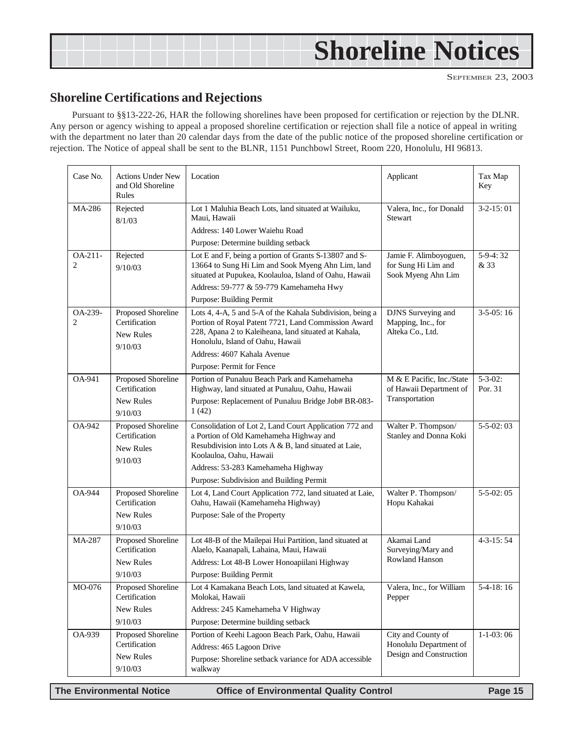# Shoreline Notices

SEPTEMBER 23, 2003

## Shoreline Certifications and Rejections

Pursuant to §§13-222-26, HAR the following shorelines have been proposed for certification or rejection by the DLNR. Any person or agency wishing to appeal a proposed shoreline certification or rejection shall file a notice of appeal in writing with the department no later than 20 calendar days from the date of the public notice of the proposed shoreline certification or rejection. The Notice of appeal shall be sent to the BLNR, 1151 Punchbowl Street, Room 220, Honolulu, HI 96813.

| Case No. | Actions Under New and Old Shoreline Rules | Location | Applicant | Tax Map Key |
|---|---|---|---|---|
| MA-286 | Rejected<br>8/1/03 | Lot 1 Maluhia Beach Lots, land situated at Wailuku, Maui, Hawaii<br>Address: 140 Lower Waiehu Road<br>Purpose: Determine building setback | Valera, Inc., for Donald Stewart | 3-2-15: 01 |
| OA-211-2 | Rejected<br>9/10/03 | Lot E and F, being a portion of Grants S-13807 and S-13664 to Sung Hi Lim and Sook Myeng Ahn Lim, land situated at Pupukea, Koolauloa, Island of Oahu, Hawaii<br>Address: 59-777 & 59-779 Kamehameha Hwy<br>Purpose: Building Permit | Jamie F. Alimboyoguen, for Sung Hi Lim and Sook Myeng Ahn Lim | 5-9-4: 32 & 33 |
| OA-239-2 | Proposed Shoreline Certification<br>New Rules<br>9/10/03 | Lots 4, 4-A, 5 and 5-A of the Kahala Subdivision, being a Portion of Royal Patent 7721, Land Commission Award 228, Apana 2 to Kaleiheana, land situated at Kahala, Honolulu, Island of Oahu, Hawaii<br>Address: 4607 Kahala Avenue<br>Purpose: Permit for Fence | DJNS Surveying and Mapping, Inc., for Alteka Co., Ltd. | 3-5-05: 16 |
| OA-941 | Proposed Shoreline Certification<br>New Rules<br>9/10/03 | Portion of Punaluu Beach Park and Kamehameha Highway, land situated at Punaluu, Oahu, Hawaii<br>Purpose: Replacement of Punaluu Bridge Job# BR-083-1 (42) | M & E Pacific, Inc./State of Hawaii Department of Transportation | 5-3-02: Por. 31 |
| OA-942 | Proposed Shoreline Certification<br>New Rules<br>9/10/03 | Consolidation of Lot 2, Land Court Application 772 and a Portion of Old Kamehameha Highway and Resubdivision into Lots A & B, land situated at Laie, Koolauloa, Oahu, Hawaii<br>Address: 53-283 Kamehameha Highway<br>Purpose: Subdivision and Building Permit | Walter P. Thompson/ Stanley and Donna Koki | 5-5-02: 03 |
| OA-944 | Proposed Shoreline Certification<br>New Rules<br>9/10/03 | Lot 4, Land Court Application 772, land situated at Laie, Oahu, Hawaii (Kamehameha Highway)<br>Purpose: Sale of the Property | Walter P. Thompson/ Hopu Kahakai | 5-5-02: 05 |
| MA-287 | Proposed Shoreline Certification<br>New Rules<br>9/10/03 | Lot 48-B of the Mailepai Hui Partition, land situated at Alaelo, Kaanapali, Lahaina, Maui, Hawaii<br>Address: Lot 48-B Lower Honoapiilani Highway<br>Purpose: Building Permit | Akamai Land Surveying/Mary and Rowland Hanson | 4-3-15: 54 |
| MO-076 | Proposed Shoreline Certification<br>New Rules<br>9/10/03 | Lot 4 Kamakana Beach Lots, land situated at Kawela, Molokai, Hawaii<br>Address: 245 Kamehameha V Highway<br>Purpose: Determine building setback | Valera, Inc., for William Pepper | 5-4-18: 16 |
| OA-939 | Proposed Shoreline Certification<br>New Rules<br>9/10/03 | Portion of Keehi Lagoon Beach Park, Oahu, Hawaii<br>Address: 465 Lagoon Drive<br>Purpose: Shoreline setback variance for ADA accessible walkway | City and County of Honolulu Department of Design and Construction | 1-1-03: 06 |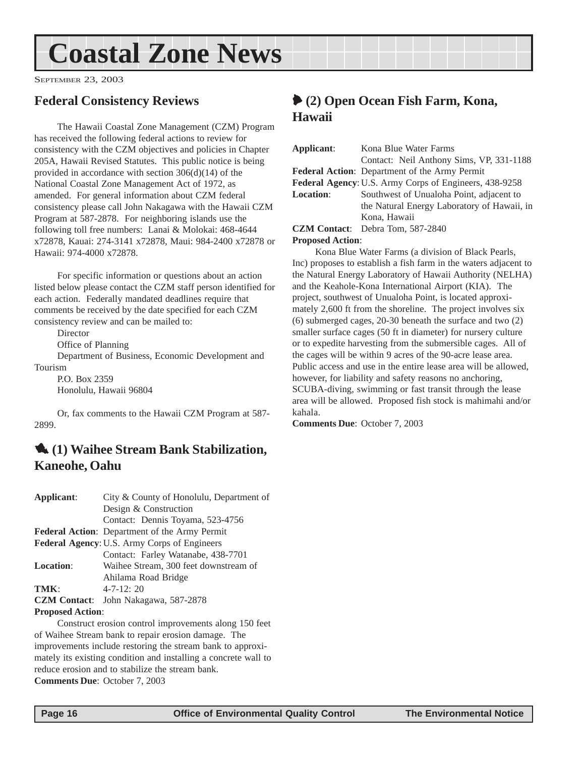# Coastal Zone News

SEPTEMBER 23, 2003

## Federal Consistency Reviews

The Hawaii Coastal Zone Management (CZM) Program has received the following federal actions to review for consistency with the CZM objectives and policies in Chapter 205A, Hawaii Revised Statutes. This public notice is being provided in accordance with section 306(d)(14) of the National Coastal Zone Management Act of 1972, as amended. For general information about CZM federal consistency please call John Nakagawa with the Hawaii CZM Program at 587-2878. For neighboring islands use the following toll free numbers: Lanai & Molokai: 468-4644 x72878, Kauai: 274-3141 x72878, Maui: 984-2400 x72878 or Hawaii: 974-4000 x72878.

For specific information or questions about an action listed below please contact the CZM staff person identified for each action. Federally mandated deadlines require that comments be received by the date specified for each CZM consistency review and can be mailed to:

Director
Office of Planning
Department of Business, Economic Development and Tourism
P.O. Box 2359
Honolulu, Hawaii 96804

Or, fax comments to the Hawaii CZM Program at 587-2899.

## (1) Waihee Stream Bank Stabilization, Kaneohe, Oahu

**Applicant**: City & County of Honolulu, Department of Design & Construction
Contact: Dennis Toyama, 523-4756
**Federal Action**: Department of the Army Permit
**Federal Agency**: U.S. Army Corps of Engineers
Contact: Farley Watanabe, 438-7701
**Location**: Waihee Stream, 300 feet downstream of Ahilama Road Bridge
**TMK**: 4-7-12: 20
**CZM Contact**: John Nakagawa, 587-2878
**Proposed Action**:

Construct erosion control improvements along 150 feet of Waihee Stream bank to repair erosion damage. The improvements include restoring the stream bank to approximately its existing condition and installing a concrete wall to reduce erosion and to stabilize the stream bank.

**Comments Due**: October 7, 2003

## (2) Open Ocean Fish Farm, Kona, Hawaii

**Applicant**: Kona Blue Water Farms
Contact: Neil Anthony Sims, VP, 331-1188
**Federal Action**: Department of the Army Permit
**Federal Agency**: U.S. Army Corps of Engineers, 438-9258
**Location**: Southwest of Unualoha Point, adjacent to the Natural Energy Laboratory of Hawaii, in Kona, Hawaii
**CZM Contact**: Debra Tom, 587-2840
**Proposed Action**:

Kona Blue Water Farms (a division of Black Pearls, Inc) proposes to establish a fish farm in the waters adjacent to the Natural Energy Laboratory of Hawaii Authority (NELHA) and the Keahole-Kona International Airport (KIA). The project, southwest of Unualoha Point, is located approximately 2,600 ft from the shoreline. The project involves six (6) submerged cages, 20-30 beneath the surface and two (2) smaller surface cages (50 ft in diameter) for nursery culture or to expedite harvesting from the submersible cages. All of the cages will be within 9 acres of the 90-acre lease area. Public access and use in the entire lease area will be allowed, however, for liability and safety reasons no anchoring, SCUBA-diving, swimming or fast transit through the lease area will be allowed. Proposed fish stock is mahimahi and/or kahala.

**Comments Due**: October 7, 2003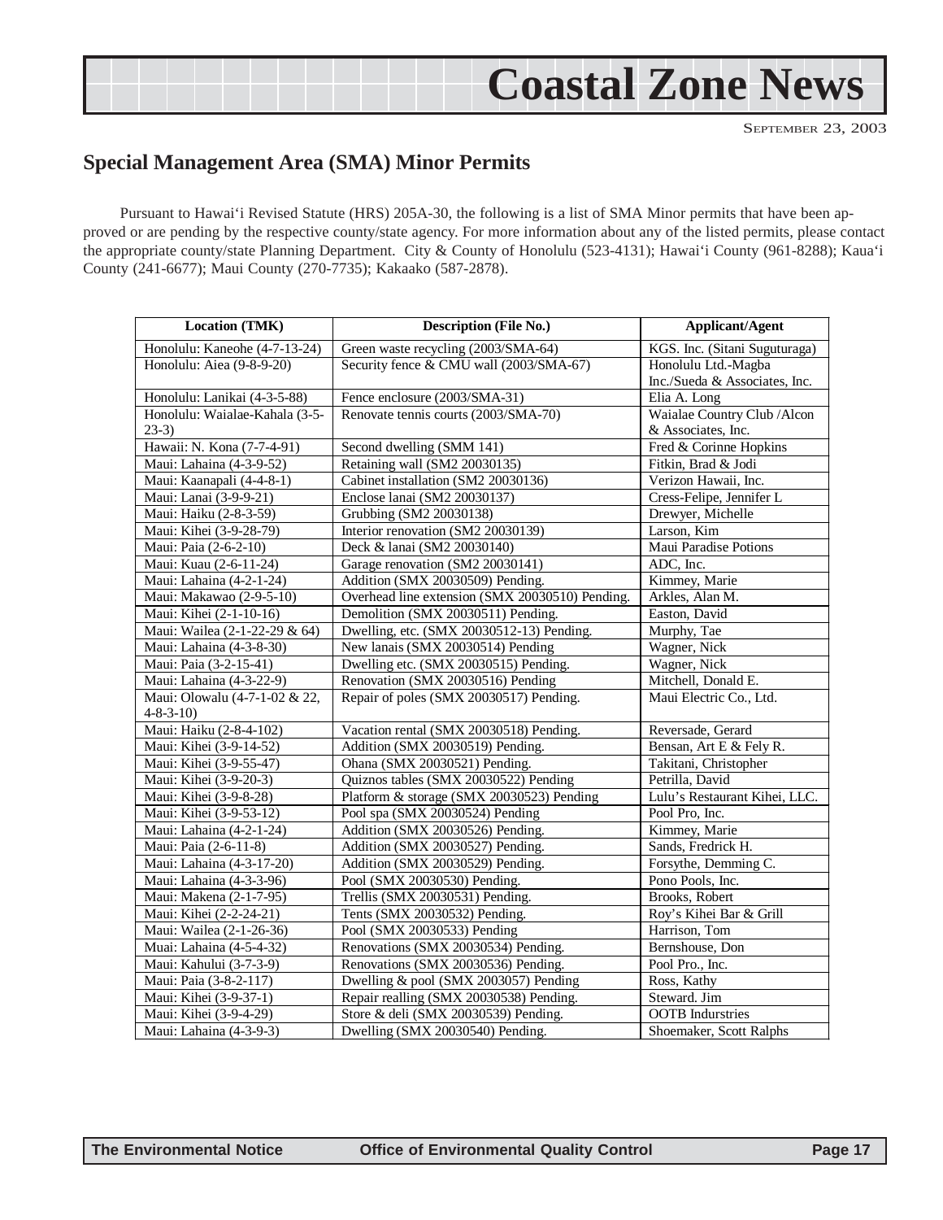# Coastal Zone News

SEPTEMBER 23, 2003

## Special Management Area (SMA) Minor Permits

Pursuant to Hawai'i Revised Statute (HRS) 205A-30, the following is a list of SMA Minor permits that have been approved or are pending by the respective county/state agency. For more information about any of the listed permits, please contact the appropriate county/state Planning Department. City & County of Honolulu (523-4131); Hawai'i County (961-8288); Kaua'i County (241-6677); Maui County (270-7735); Kakaako (587-2878).

| Location (TMK) | Description (File No.) | Applicant/Agent |
|---|---|---|
| Honolulu: Kaneohe (4-7-13-24) | Green waste recycling (2003/SMA-64) | KGS. Inc. (Sitani Suguturaga) |
| Honolulu: Aiea (9-8-9-20) | Security fence & CMU wall (2003/SMA-67) | Honolulu Ltd.-Magba Inc./Sueda & Associates, Inc. |
| Honolulu: Lanikai (4-3-5-88) | Fence enclosure (2003/SMA-31) | Elia A. Long |
| Honolulu: Waialae-Kahala (3-5-23-3) | Renovate tennis courts (2003/SMA-70) | Waialae Country Club /Alcon & Associates, Inc. |
| Hawaii: N. Kona (7-7-4-91) | Second dwelling (SMM 141) | Fred & Corinne Hopkins |
| Maui: Lahaina (4-3-9-52) | Retaining wall (SM2 20030135) | Fitkin, Brad & Jodi |
| Maui: Kaanapali (4-4-8-1) | Cabinet installation (SM2 20030136) | Verizon Hawaii, Inc. |
| Maui: Lanai (3-9-9-21) | Enclose lanai (SM2 20030137) | Cress-Felipe, Jennifer L |
| Maui: Haiku (2-8-3-59) | Grubbing (SM2 20030138) | Drewyer, Michelle |
| Maui: Kihei (3-9-28-79) | Interior renovation (SM2 20030139) | Larson, Kim |
| Maui: Paia (2-6-2-10) | Deck & lanai (SM2 20030140) | Maui Paradise Potions |
| Maui: Kuau (2-6-11-24) | Garage renovation (SM2 20030141) | ADC, Inc. |
| Maui: Lahaina (4-2-1-24) | Addition (SMX 20030509) Pending. | Kimmey, Marie |
| Maui: Makawao (2-9-5-10) | Overhead line extension (SMX 20030510) Pending. | Arkles, Alan M. |
| Maui: Kihei (2-1-10-16) | Demolition (SMX 20030511) Pending. | Easton, David |
| Maui: Wailea (2-1-22-29 & 64) | Dwelling, etc. (SMX 20030512-13) Pending. | Murphy, Tae |
| Maui: Lahaina (4-3-8-30) | New lanais (SMX 20030514) Pending | Wagner, Nick |
| Maui: Paia (3-2-15-41) | Dwelling etc. (SMX 20030515) Pending. | Wagner, Nick |
| Maui: Lahaina (4-3-22-9) | Renovation (SMX 20030516) Pending | Mitchell, Donald E. |
| Maui: Olowalu (4-7-1-02 & 22, 4-8-3-10) | Repair of poles (SMX 20030517) Pending. | Maui Electric Co., Ltd. |
| Maui: Haiku (2-8-4-102) | Vacation rental (SMX 20030518) Pending. | Reversade, Gerard |
| Maui: Kihei (3-9-14-52) | Addition (SMX 20030519) Pending. | Bensan, Art E & Fely R. |
| Maui: Kihei (3-9-55-47) | Ohana (SMX 20030521) Pending. | Takitani, Christopher |
| Maui: Kihei (3-9-20-3) | Quiznos tables (SMX 20030522) Pending | Petrilla, David |
| Maui: Kihei (3-9-8-28) | Platform & storage (SMX 20030523) Pending | Lulu's Restaurant Kihei, LLC. |
| Maui: Kihei (3-9-53-12) | Pool spa (SMX 20030524) Pending | Pool Pro, Inc. |
| Maui: Lahaina (4-2-1-24) | Addition (SMX 20030526) Pending. | Kimmey, Marie |
| Maui: Paia (2-6-11-8) | Addition (SMX 20030527) Pending. | Sands, Fredrick H. |
| Maui: Lahaina (4-3-17-20) | Addition (SMX 20030529) Pending. | Forsythe, Demming C. |
| Maui: Lahaina (4-3-3-96) | Pool (SMX 20030530) Pending. | Pono Pools, Inc. |
| Maui: Makena (2-1-7-95) | Trellis (SMX 20030531) Pending. | Brooks, Robert |
| Maui: Kihei (2-2-24-21) | Tents (SMX 20030532) Pending. | Roy's Kihei Bar & Grill |
| Maui: Wailea (2-1-26-36) | Pool (SMX 20030533) Pending | Harrison, Tom |
| Muai: Lahaina (4-5-4-32) | Renovations (SMX 20030534) Pending. | Bernshouse, Don |
| Maui: Kahului (3-7-3-9) | Renovations (SMX 20030536) Pending. | Pool Pro., Inc. |
| Maui: Paia (3-8-2-117) | Dwelling & pool (SMX 2003057) Pending | Ross, Kathy |
| Maui: Kihei (3-9-37-1) | Repair realling (SMX 20030538) Pending. | Steward. Jim |
| Maui: Kihei (3-9-4-29) | Store & deli (SMX 20030539) Pending. | OOTB Indurstries |
| Maui: Lahaina (4-3-9-3) | Dwelling (SMX 20030540) Pending. | Shoemaker, Scott Ralphs |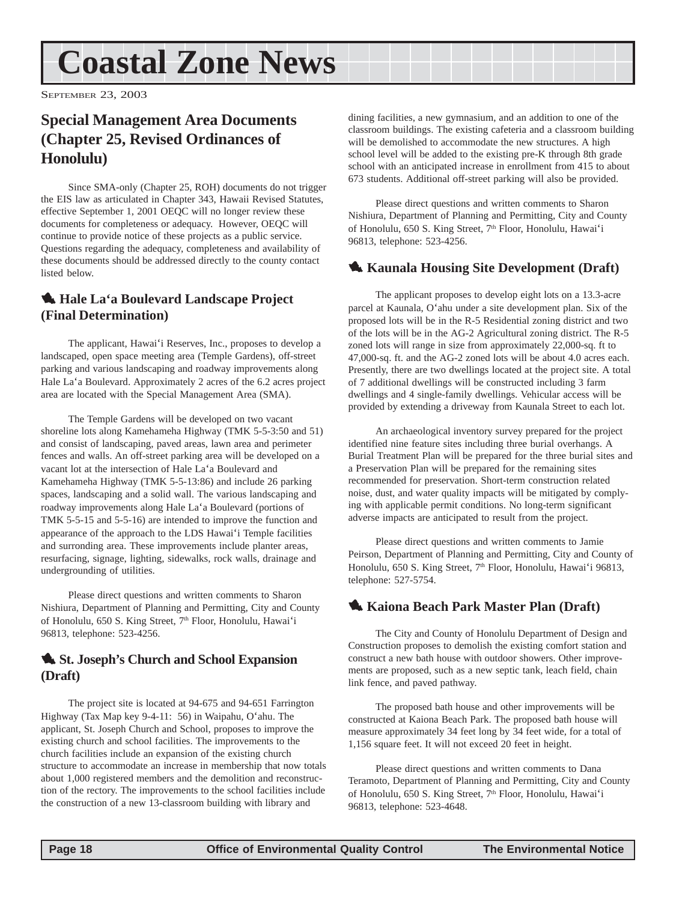# Coastal Zone News

SEPTEMBER 23, 2003

## Special Management Area Documents (Chapter 25, Revised Ordinances of Honolulu)

Since SMA-only (Chapter 25, ROH) documents do not trigger the EIS law as articulated in Chapter 343, Hawaii Revised Statutes, effective September 1, 2001 OEQC will no longer review these documents for completeness or adequacy. However, OEQC will continue to provide notice of these projects as a public service. Questions regarding the adequacy, completeness and availability of these documents should be addressed directly to the county contact listed below.

### Hale La'a Boulevard Landscape Project (Final Determination)

The applicant, Hawai'i Reserves, Inc., proposes to develop a landscaped, open space meeting area (Temple Gardens), off-street parking and various landscaping and roadway improvements along Hale La'a Boulevard. Approximately 2 acres of the 6.2 acres project area are located with the Special Management Area (SMA).

The Temple Gardens will be developed on two vacant shoreline lots along Kamehameha Highway (TMK 5-5-3:50 and 51) and consist of landscaping, paved areas, lawn area and perimeter fences and walls. An off-street parking area will be developed on a vacant lot at the intersection of Hale La'a Boulevard and Kamehameha Highway (TMK 5-5-13:86) and include 26 parking spaces, landscaping and a solid wall. The various landscaping and roadway improvements along Hale La'a Boulevard (portions of TMK 5-5-15 and 5-5-16) are intended to improve the function and appearance of the approach to the LDS Hawai'i Temple facilities and surronding area. These improvements include planter areas, resurfacing, signage, lighting, sidewalks, rock walls, drainage and undergrounding of utilities.

Please direct questions and written comments to Sharon Nishiura, Department of Planning and Permitting, City and County of Honolulu, 650 S. King Street, 7th Floor, Honolulu, Hawai'i 96813, telephone: 523-4256.

### St. Joseph's Church and School Expansion (Draft)

The project site is located at 94-675 and 94-651 Farrington Highway (Tax Map key 9-4-11: 56) in Waipahu, O'ahu. The applicant, St. Joseph Church and School, proposes to improve the existing church and school facilities. The improvements to the church facilities include an expansion of the existing church structure to accommodate an increase in membership that now totals about 1,000 registered members and the demolition and reconstruction of the rectory. The improvements to the school facilities include the construction of a new 13-classroom building with library and dining facilities, a new gymnasium, and an addition to one of the classroom buildings. The existing cafeteria and a classroom building will be demolished to accommodate the new structures. A high school level will be added to the existing pre-K through 8th grade school with an anticipated increase in enrollment from 415 to about 673 students. Additional off-street parking will also be provided.

Please direct questions and written comments to Sharon Nishiura, Department of Planning and Permitting, City and County of Honolulu, 650 S. King Street, 7th Floor, Honolulu, Hawai'i 96813, telephone: 523-4256.

### Kaunala Housing Site Development (Draft)

The applicant proposes to develop eight lots on a 13.3-acre parcel at Kaunala, O'ahu under a site development plan. Six of the proposed lots will be in the R-5 Residential zoning district and two of the lots will be in the AG-2 Agricultural zoning district. The R-5 zoned lots will range in size from approximately 22,000-sq. ft to 47,000-sq. ft. and the AG-2 zoned lots will be about 4.0 acres each. Presently, there are two dwellings located at the project site. A total of 7 additional dwellings will be constructed including 3 farm dwellings and 4 single-family dwellings. Vehicular access will be provided by extending a driveway from Kaunala Street to each lot.

An archaeological inventory survey prepared for the project identified nine feature sites including three burial overhangs. A Burial Treatment Plan will be prepared for the three burial sites and a Preservation Plan will be prepared for the remaining sites recommended for preservation. Short-term construction related noise, dust, and water quality impacts will be mitigated by complying with applicable permit conditions. No long-term significant adverse impacts are anticipated to result from the project.

Please direct questions and written comments to Jamie Peirson, Department of Planning and Permitting, City and County of Honolulu, 650 S. King Street, 7th Floor, Honolulu, Hawai'i 96813, telephone: 527-5754.

### Kaiona Beach Park Master Plan (Draft)

The City and County of Honolulu Department of Design and Construction proposes to demolish the existing comfort station and construct a new bath house with outdoor showers. Other improvements are proposed, such as a new septic tank, leach field, chain link fence, and paved pathway.

The proposed bath house and other improvements will be constructed at Kaiona Beach Park. The proposed bath house will measure approximately 34 feet long by 34 feet wide, for a total of 1,156 square feet. It will not exceed 20 feet in height.

Please direct questions and written comments to Dana Teramoto, Department of Planning and Permitting, City and County of Honolulu, 650 S. King Street, 7th Floor, Honolulu, Hawai'i 96813, telephone: 523-4648.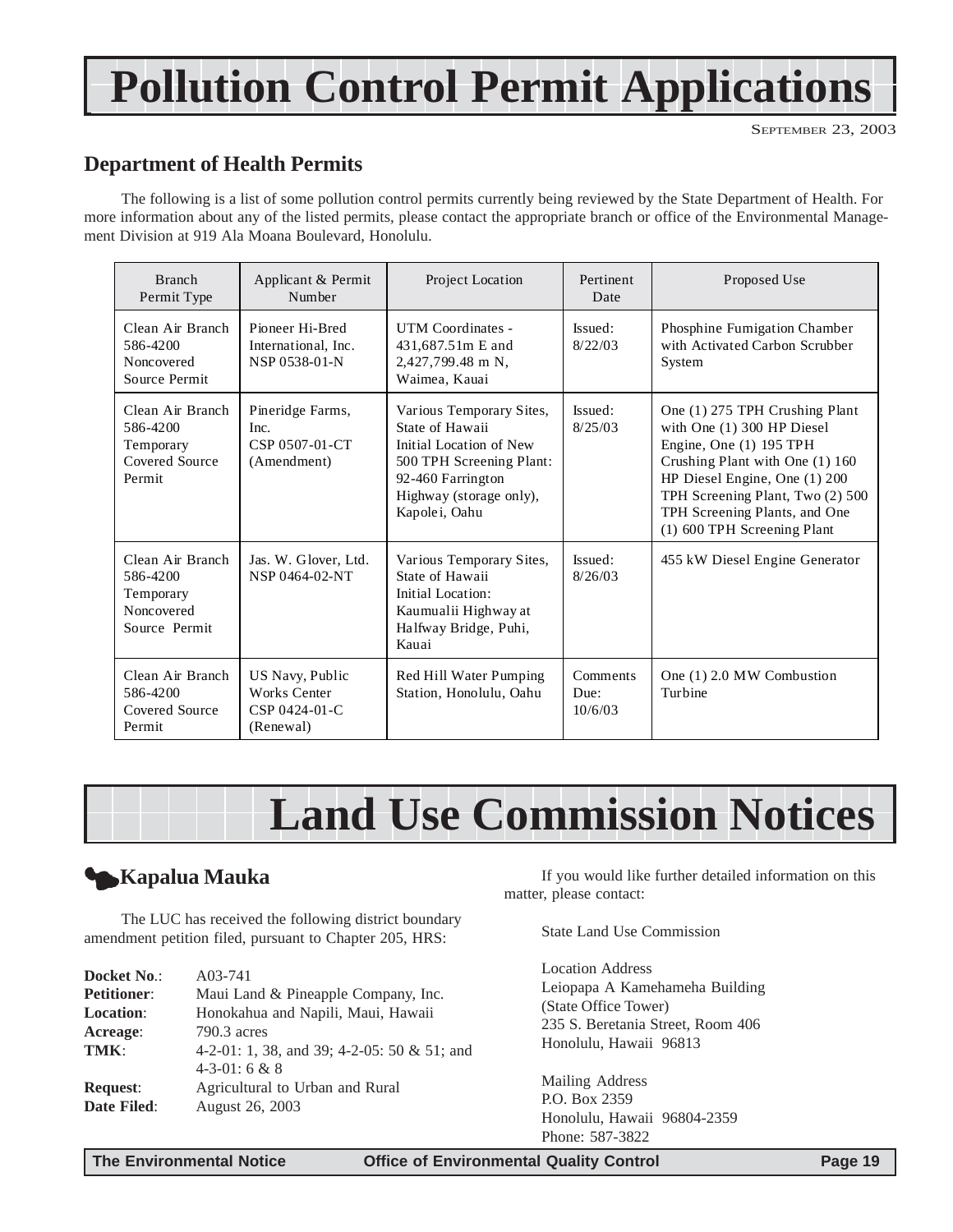# Pollution Control Permit Applications

SEPTEMBER 23, 2003

## Department of Health Permits

The following is a list of some pollution control permits currently being reviewed by the State Department of Health. For more information about any of the listed permits, please contact the appropriate branch or office of the Environmental Management Division at 919 Ala Moana Boulevard, Honolulu.

| Branch Permit Type | Applicant & Permit Number | Project Location | Pertinent Date | Proposed Use |
|---|---|---|---|---|
| Clean Air Branch 586-4200 Noncovered Source Permit | Pioneer Hi-Bred International, Inc. NSP 0538-01-N | UTM Coordinates - 431,687.51m E and 2,427,799.48 m N, Waimea, Kauai | Issued: 8/22/03 | Phosphine Fumigation Chamber with Activated Carbon Scrubber System |
| Clean Air Branch 586-4200 Temporary Covered Source Permit | Pineridge Farms, Inc. CSP 0507-01-CT (Amendment) | Various Temporary Sites, State of Hawaii Initial Location of New 500 TPH Screening Plant: 92-460 Farrington Highway (storage only), Kapolei, Oahu | Issued: 8/25/03 | One (1) 275 TPH Crushing Plant with One (1) 300 HP Diesel Engine, One (1) 195 TPH Crushing Plant with One (1) 160 HP Diesel Engine, One (1) 200 TPH Screening Plant, Two (2) 500 TPH Screening Plants, and One (1) 600 TPH Screening Plant |
| Clean Air Branch 586-4200 Temporary Noncovered Source Permit | Jas. W. Glover, Ltd. NSP 0464-02-NT | Various Temporary Sites, State of Hawaii Initial Location: Kaumualii Highway at Halfway Bridge, Puhi, Kauai | Issued: 8/26/03 | 455 kW Diesel Engine Generator |
| Clean Air Branch 586-4200 Covered Source Permit | US Navy, Public Works Center CSP 0424-01-C (Renewal) | Red Hill Water Pumping Station, Honolulu, Oahu | Comments Due: 10/6/03 | One (1) 2.0 MW Combustion Turbine |

# Land Use Commission Notices

## Kapalua Mauka

The LUC has received the following district boundary amendment petition filed, pursuant to Chapter 205, HRS:

**Docket No.**: A03-741
**Petitioner**: Maui Land & Pineapple Company, Inc.
**Location**: Honokahua and Napili, Maui, Hawaii
**Acreage**: 790.3 acres
**TMK**: 4-2-01: 1, 38, and 39; 4-2-05: 50 & 51; and 4-3-01: 6 & 8
**Request**: Agricultural to Urban and Rural
**Date Filed**: August 26, 2003

If you would like further detailed information on this matter, please contact:

State Land Use Commission

Location Address
Leiopapa A Kamehameha Building
(State Office Tower)
235 S. Beretania Street, Room 406
Honolulu, Hawaii 96813

Mailing Address
P.O. Box 2359
Honolulu, Hawaii 96804-2359
Phone: 587-3822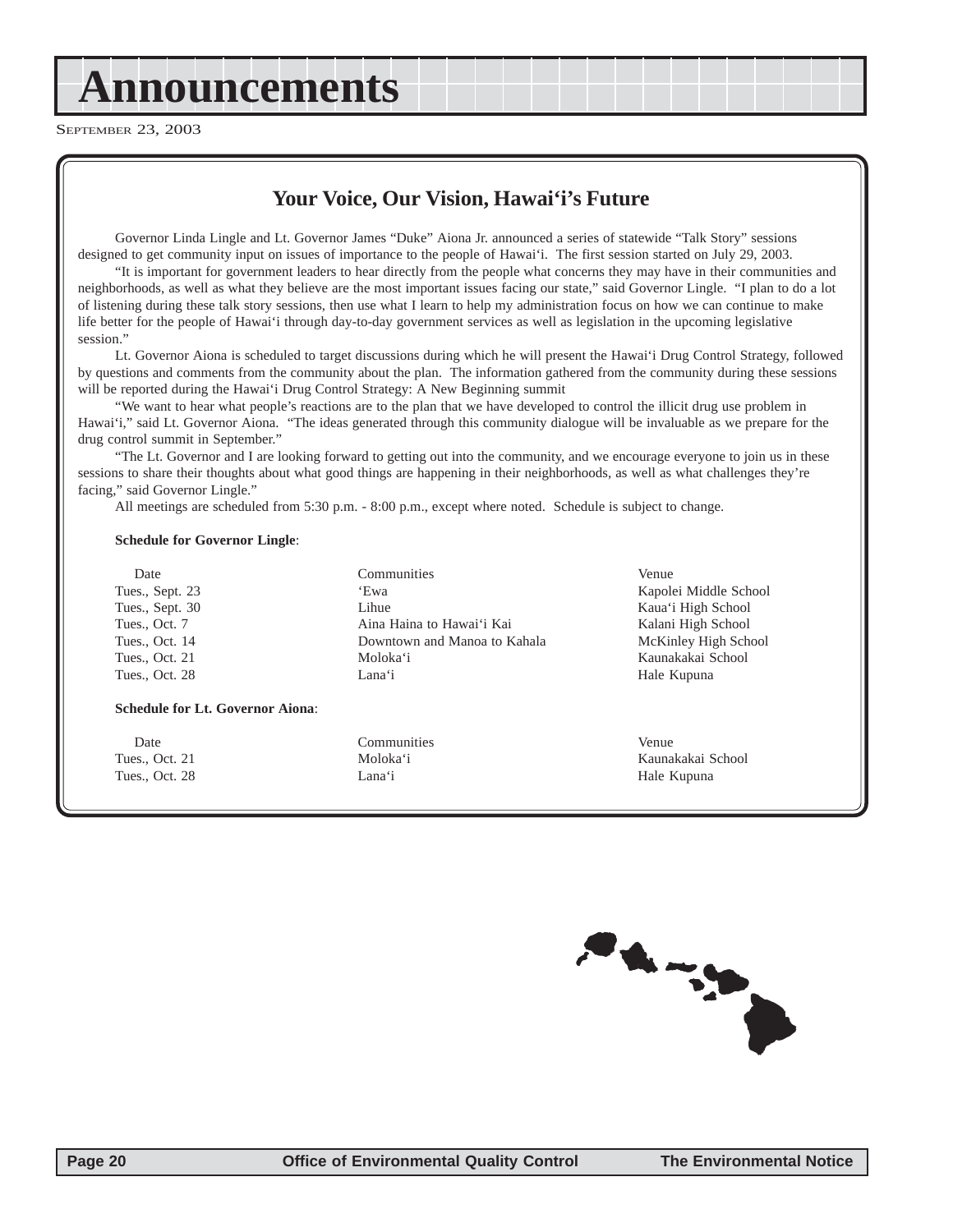# Announcements

SEPTEMBER 23, 2003

## Your Voice, Our Vision, Hawai'i's Future

Governor Linda Lingle and Lt. Governor James "Duke" Aiona Jr. announced a series of statewide "Talk Story" sessions designed to get community input on issues of importance to the people of Hawai'i. The first session started on July 29, 2003.

"It is important for government leaders to hear directly from the people what concerns they may have in their communities and neighborhoods, as well as what they believe are the most important issues facing our state," said Governor Lingle. "I plan to do a lot of listening during these talk story sessions, then use what I learn to help my administration focus on how we can continue to make life better for the people of Hawai'i through day-to-day government services as well as legislation in the upcoming legislative session."

Lt. Governor Aiona is scheduled to target discussions during which he will present the Hawai'i Drug Control Strategy, followed by questions and comments from the community about the plan. The information gathered from the community during these sessions will be reported during the Hawai'i Drug Control Strategy: A New Beginning summit

"We want to hear what people's reactions are to the plan that we have developed to control the illicit drug use problem in Hawai'i," said Lt. Governor Aiona. "The ideas generated through this community dialogue will be invaluable as we prepare for the drug control summit in September."

"The Lt. Governor and I are looking forward to getting out into the community, and we encourage everyone to join us in these sessions to share their thoughts about what good things are happening in their neighborhoods, as well as what challenges they're facing," said Governor Lingle."

All meetings are scheduled from 5:30 p.m. - 8:00 p.m., except where noted. Schedule is subject to change.

**Schedule for Governor Lingle**:

| Date | Communities | Venue |
|---|---|---|
| Tues., Sept. 23 | 'Ewa | Kapolei Middle School |
| Tues., Sept. 30 | Lihue | Kaua'i High School |
| Tues., Oct. 7 | Aina Haina to Hawai'i Kai | Kalani High School |
| Tues., Oct. 14 | Downtown and Manoa to Kahala | McKinley High School |
| Tues., Oct. 21 | Moloka'i | Kaunakakai School |
| Tues., Oct. 28 | Lana'i | Hale Kupuna |

**Schedule for Lt. Governor Aiona**:

| Date | Communities | Venue |
|---|---|---|
| Tues., Oct. 21 | Moloka'i | Kaunakakai School |
| Tues., Oct. 28 | Lana'i | Hale Kupuna |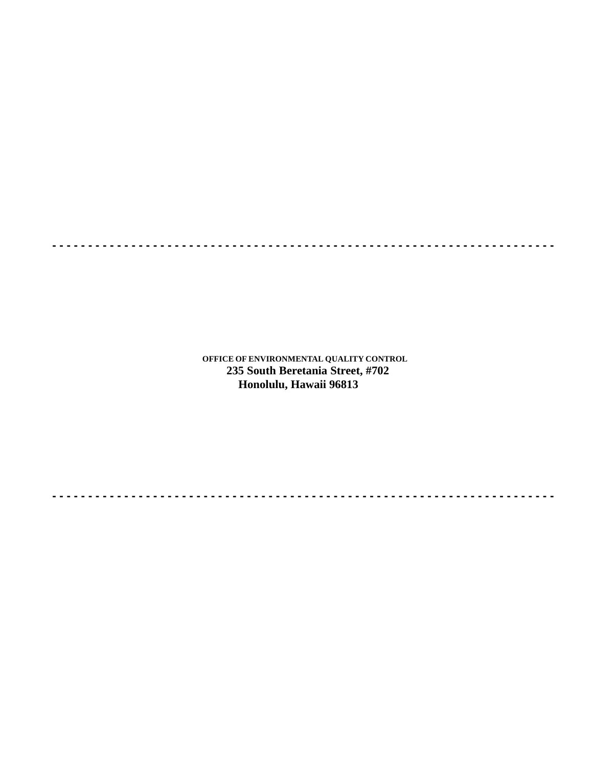- - - - - - - - - - - - - - - - - - - - - - - - - - - - - - - - - - - - - - - - - - - - - - - - - - - - - - - - - - - - - - - - - - - -

**OFFICE OF ENVIRONMENTAL QUALITY CONTROL**
**235 South Beretania Street, #702**
**Honolulu, Hawaii 96813**

- - - - - - - - - - - - - - - - - - - - - - - - - - - - - - - - - - - - - - - - - - - - - - - - - - - - - - - - - - - - - - - - - - - -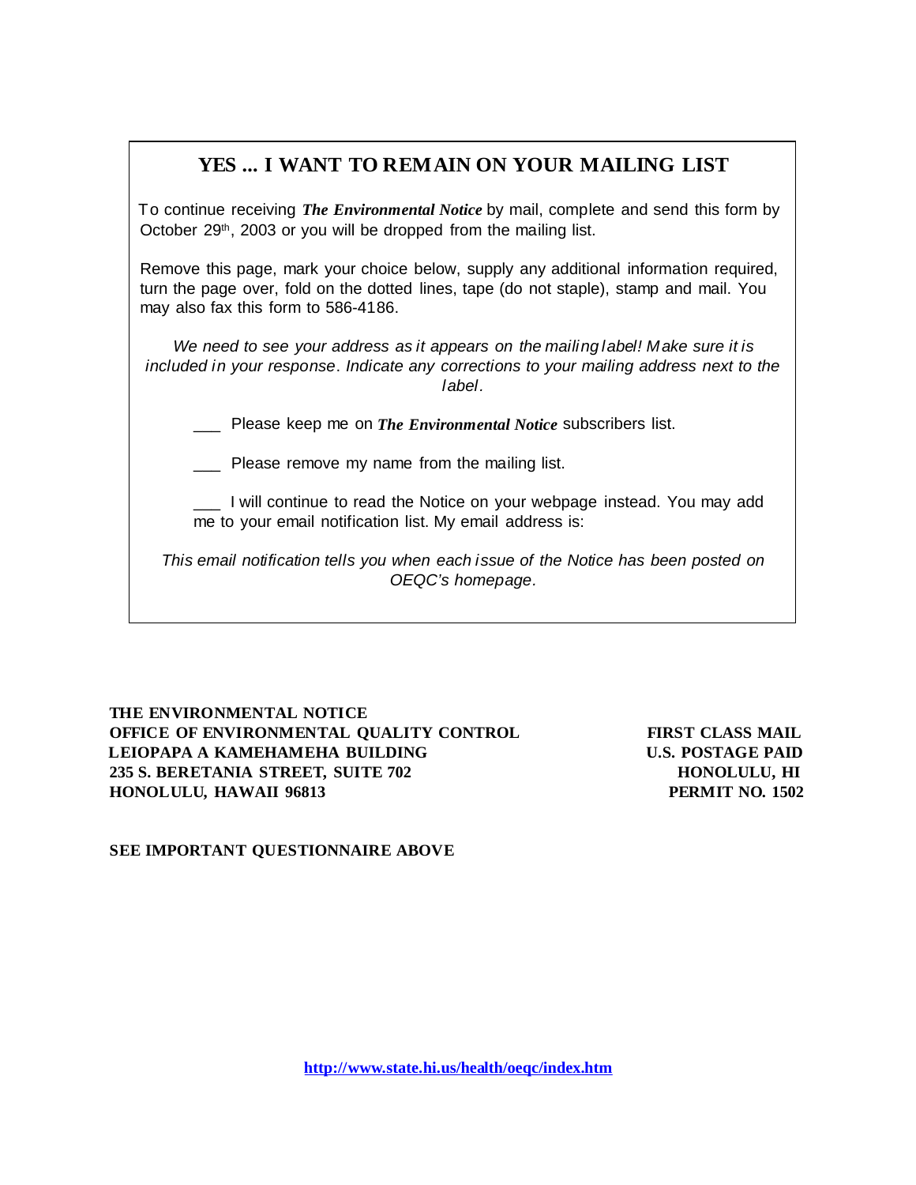## YES ... I WANT TO REMAIN ON YOUR MAILING LIST

To continue receiving ***The Environmental Notice*** by mail, complete and send this form by October 29th, 2003 or you will be dropped from the mailing list.

Remove this page, mark your choice below, supply any additional information required, turn the page over, fold on the dotted lines, tape (do not staple), stamp and mail. You may also fax this form to 586-4186.

*We need to see your address as it appears on the mailing label! Make sure it is included in your response. Indicate any corrections to your mailing address next to the label.*

___ Please keep me on ***The Environmental Notice*** subscribers list.

___ Please remove my name from the mailing list.

___ I will continue to read the Notice on your webpage instead. You may add me to your email notification list. My email address is:

*This email notification tells you when each issue of the Notice has been posted on OEQC's homepage.*

**THE ENVIRONMENTAL NOTICE**
**OFFICE OF ENVIRONMENTAL QUALITY CONTROL**
**LEIOPAPA A KAMEHAMEHA BUILDING**
**235 S. BERETANIA STREET, SUITE 702**
**HONOLULU, HAWAII 96813**

**FIRST CLASS MAIL**
**U.S. POSTAGE PAID**
**HONOLULU, HI**
**PERMIT NO. 1502**

**SEE IMPORTANT QUESTIONNAIRE ABOVE**

**http://www.state.hi.us/health/oeqc/index.htm**